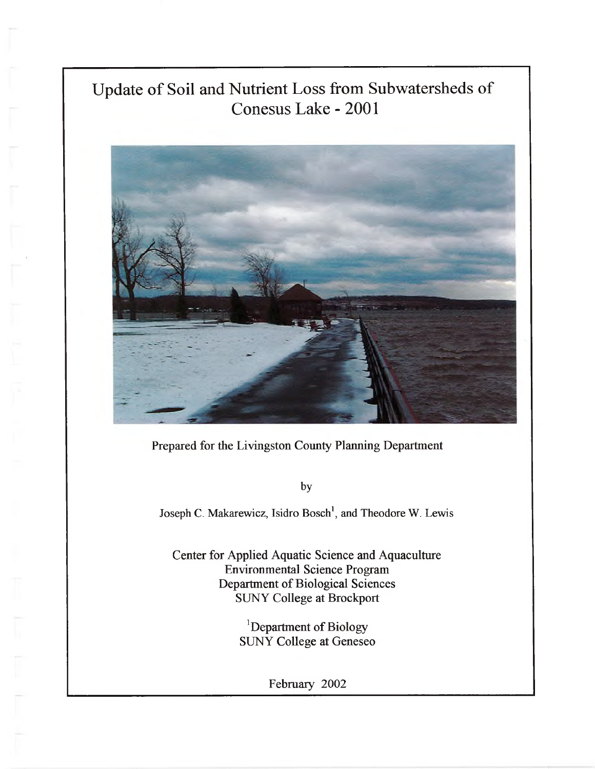# Update of Soil and Nutrient Loss from Subwatersheds of Conesus Lake - 2001

Prepared for the Livingston County Planning Department

by

Joseph C. Makarewicz, Isidro Bosch[1], and Theodore W. Lewis

Center for Applied Aquatic Science and Aquaculture
Environmental Science Program
Department of Biological Sciences
SUNY College at Brockport

[1]Department of Biology
SUNY College at Geneseo

February 2002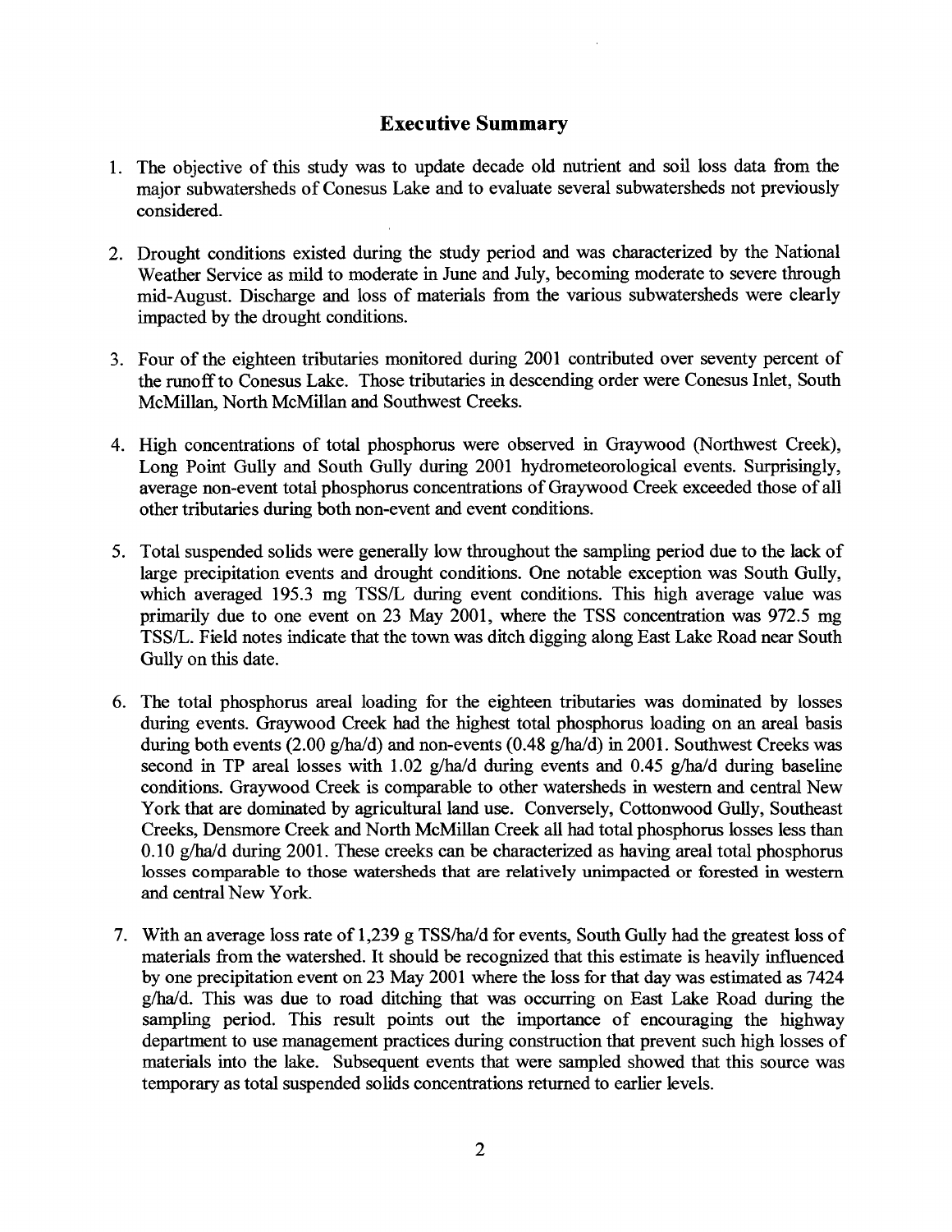## Executive Summary

1. The objective of this study was to update decade old nutrient and soil loss data from the major subwatersheds of Conesus Lake and to evaluate several subwatersheds not previously considered.

2. Drought conditions existed during the study period and was characterized by the National Weather Service as mild to moderate in June and July, becoming moderate to severe through mid-August. Discharge and loss of materials from the various subwatersheds were clearly impacted by the drought conditions.

3. Four of the eighteen tributaries monitored during 2001 contributed over seventy percent of the runoff to Conesus Lake. Those tributaries in descending order were Conesus Inlet, South McMillan, North McMillan and Southwest Creeks.

4. High concentrations of total phosphorus were observed in Graywood (Northwest Creek), Long Point Gully and South Gully during 2001 hydrometeorological events. Surprisingly, average non-event total phosphorus concentrations of Graywood Creek exceeded those of all other tributaries during both non-event and event conditions.

5. Total suspended solids were generally low throughout the sampling period due to the lack of large precipitation events and drought conditions. One notable exception was South Gully, which averaged 195.3 mg TSS/L during event conditions. This high average value was primarily due to one event on 23 May 2001, where the TSS concentration was 972.5 mg TSS/L. Field notes indicate that the town was ditch digging along East Lake Road near South Gully on this date.

6. The total phosphorus areal loading for the eighteen tributaries was dominated by losses during events. Graywood Creek had the highest total phosphorus loading on an areal basis during both events (2.00 g/ha/d) and non-events (0.48 g/ha/d) in 2001. Southwest Creeks was second in TP areal losses with 1.02 g/ha/d during events and 0.45 g/ha/d during baseline conditions. Graywood Creek is comparable to other watersheds in western and central New York that are dominated by agricultural land use. Conversely, Cottonwood Gully, Southeast Creeks, Densmore Creek and North McMillan Creek all had total phosphorus losses less than 0.10 g/ha/d during 2001. These creeks can be characterized as having areal total phosphorus losses comparable to those watersheds that are relatively unimpacted or forested in western and central New York.

7. With an average loss rate of 1,239 g TSS/ha/d for events, South Gully had the greatest loss of materials from the watershed. It should be recognized that this estimate is heavily influenced by one precipitation event on 23 May 2001 where the loss for that day was estimated as 7424 g/ha/d. This was due to road ditching that was occurring on East Lake Road during the sampling period. This result points out the importance of encouraging the highway department to use management practices during construction that prevent such high losses of materials into the lake. Subsequent events that were sampled showed that this source was temporary as total suspended solids concentrations returned to earlier levels.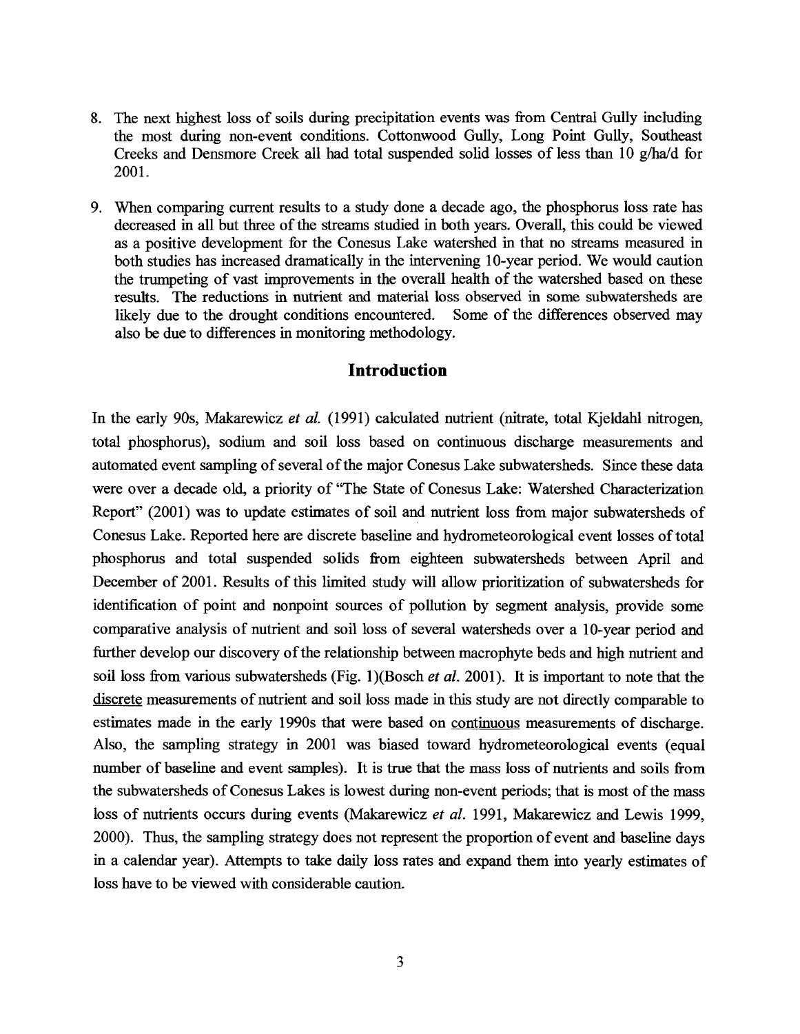8. The next highest loss of soils during precipitation events was from Central Gully including the most during non-event conditions. Cottonwood Gully, Long Point Gully, Southeast Creeks and Densmore Creek all had total suspended solid losses of less than 10 g/ha/d for 2001.

9. When comparing current results to a study done a decade ago, the phosphorus loss rate has decreased in all but three of the streams studied in both years. Overall, this could be viewed as a positive development for the Conesus Lake watershed in that no streams measured in both studies has increased dramatically in the intervening 10-year period. We would caution the trumpeting of vast improvements in the overall health of the watershed based on these results. The reductions in nutrient and material loss observed in some subwatersheds are likely due to the drought conditions encountered. Some of the differences observed may also be due to differences in monitoring methodology.

## Introduction

In the early 90s, Makarewicz *et al.* (1991) calculated nutrient (nitrate, total Kjeldahl nitrogen, total phosphorus), sodium and soil loss based on continuous discharge measurements and automated event sampling of several of the major Conesus Lake subwatersheds. Since these data were over a decade old, a priority of "The State of Conesus Lake: Watershed Characterization Report" (2001) was to update estimates of soil and nutrient loss from major subwatersheds of Conesus Lake. Reported here are discrete baseline and hydrometeorological event losses of total phosphorus and total suspended solids from eighteen subwatersheds between April and December of 2001. Results of this limited study will allow prioritization of subwatersheds for identification of point and nonpoint sources of pollution by segment analysis, provide some comparative analysis of nutrient and soil loss of several watersheds over a 10-year period and further develop our discovery of the relationship between macrophyte beds and high nutrient and soil loss from various subwatersheds (Fig. 1)(Bosch *et al.* 2001). It is important to note that the <u>discrete</u> measurements of nutrient and soil loss made in this study are not directly comparable to estimates made in the early 1990s that were based on <u>continuous</u> measurements of discharge. Also, the sampling strategy in 2001 was biased toward hydrometeorological events (equal number of baseline and event samples). It is true that the mass loss of nutrients and soils from the subwatersheds of Conesus Lakes is lowest during non-event periods; that is most of the mass loss of nutrients occurs during events (Makarewicz *et al.* 1991, Makarewicz and Lewis 1999, 2000). Thus, the sampling strategy does not represent the proportion of event and baseline days in a calendar year). Attempts to take daily loss rates and expand them into yearly estimates of loss have to be viewed with considerable caution.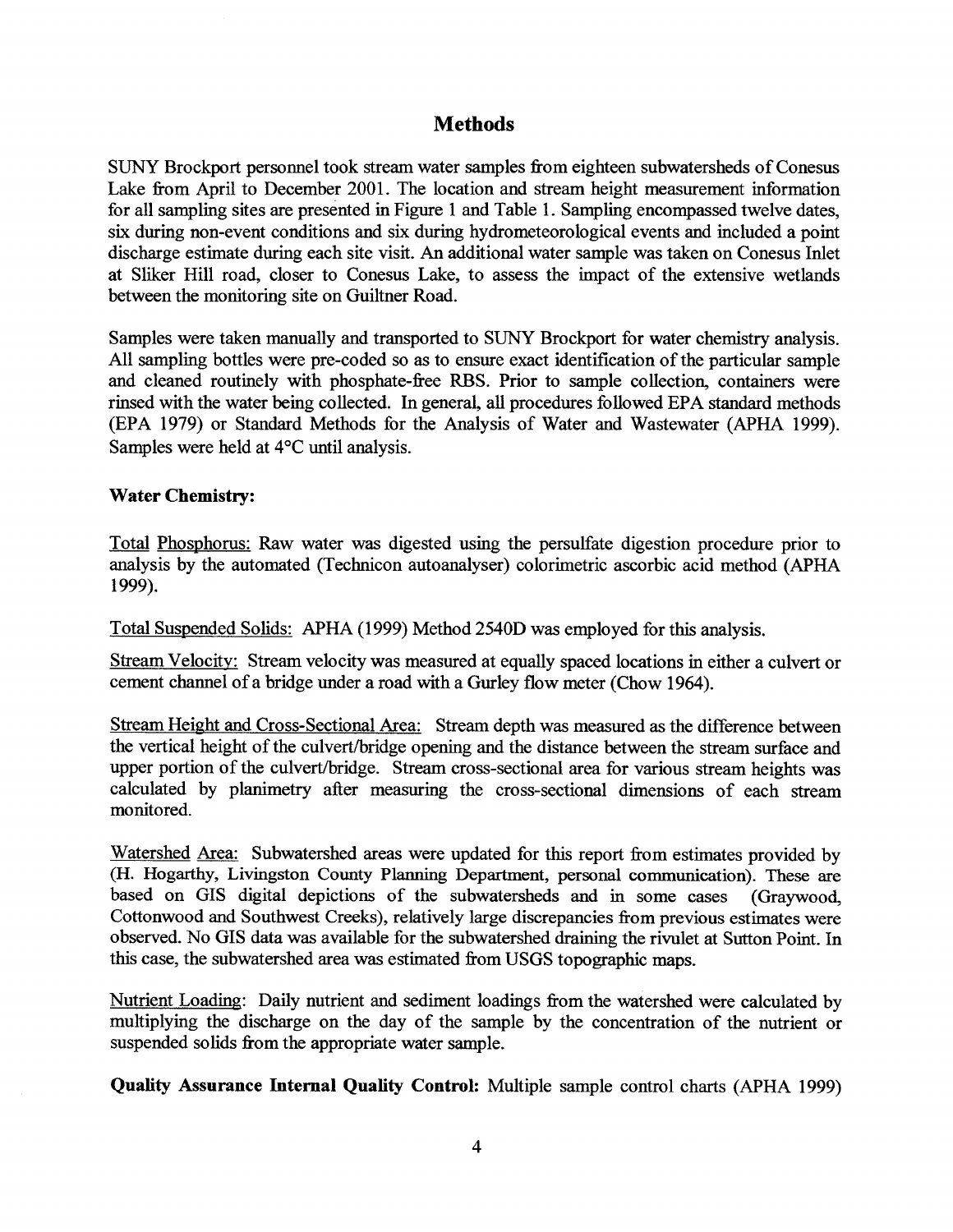## Methods

SUNY Brockport personnel took stream water samples from eighteen subwatersheds of Conesus Lake from April to December 2001. The location and stream height measurement information for all sampling sites are presented in Figure 1 and Table 1. Sampling encompassed twelve dates, six during non-event conditions and six during hydrometeorological events and included a point discharge estimate during each site visit. An additional water sample was taken on Conesus Inlet at Sliker Hill road, closer to Conesus Lake, to assess the impact of the extensive wetlands between the monitoring site on Guiltner Road.

Samples were taken manually and transported to SUNY Brockport for water chemistry analysis. All sampling bottles were pre-coded so as to ensure exact identification of the particular sample and cleaned routinely with phosphate-free RBS. Prior to sample collection, containers were rinsed with the water being collected. In general, all procedures followed EPA standard methods (EPA 1979) or Standard Methods for the Analysis of Water and Wastewater (APHA 1999). Samples were held at 4°C until analysis.

**Water Chemistry:**

Total Phosphorus: Raw water was digested using the persulfate digestion procedure prior to analysis by the automated (Technicon autoanalyser) colorimetric ascorbic acid method (APHA 1999).

Total Suspended Solids: APHA (1999) Method 2540D was employed for this analysis.

Stream Velocity: Stream velocity was measured at equally spaced locations in either a culvert or cement channel of a bridge under a road with a Gurley flow meter (Chow 1964).

Stream Height and Cross-Sectional Area: Stream depth was measured as the difference between the vertical height of the culvert/bridge opening and the distance between the stream surface and upper portion of the culvert/bridge. Stream cross-sectional area for various stream heights was calculated by planimetry after measuring the cross-sectional dimensions of each stream monitored.

Watershed Area: Subwatershed areas were updated for this report from estimates provided by (H. Hogarthy, Livingston County Planning Department, personal communication). These are based on GIS digital depictions of the subwatersheds and in some cases (Graywood, Cottonwood and Southwest Creeks), relatively large discrepancies from previous estimates were observed. No GIS data was available for the subwatershed draining the rivulet at Sutton Point. In this case, the subwatershed area was estimated from USGS topographic maps.

Nutrient Loading: Daily nutrient and sediment loadings from the watershed were calculated by multiplying the discharge on the day of the sample by the concentration of the nutrient or suspended solids from the appropriate water sample.

**Quality Assurance Internal Quality Control:** Multiple sample control charts (APHA 1999)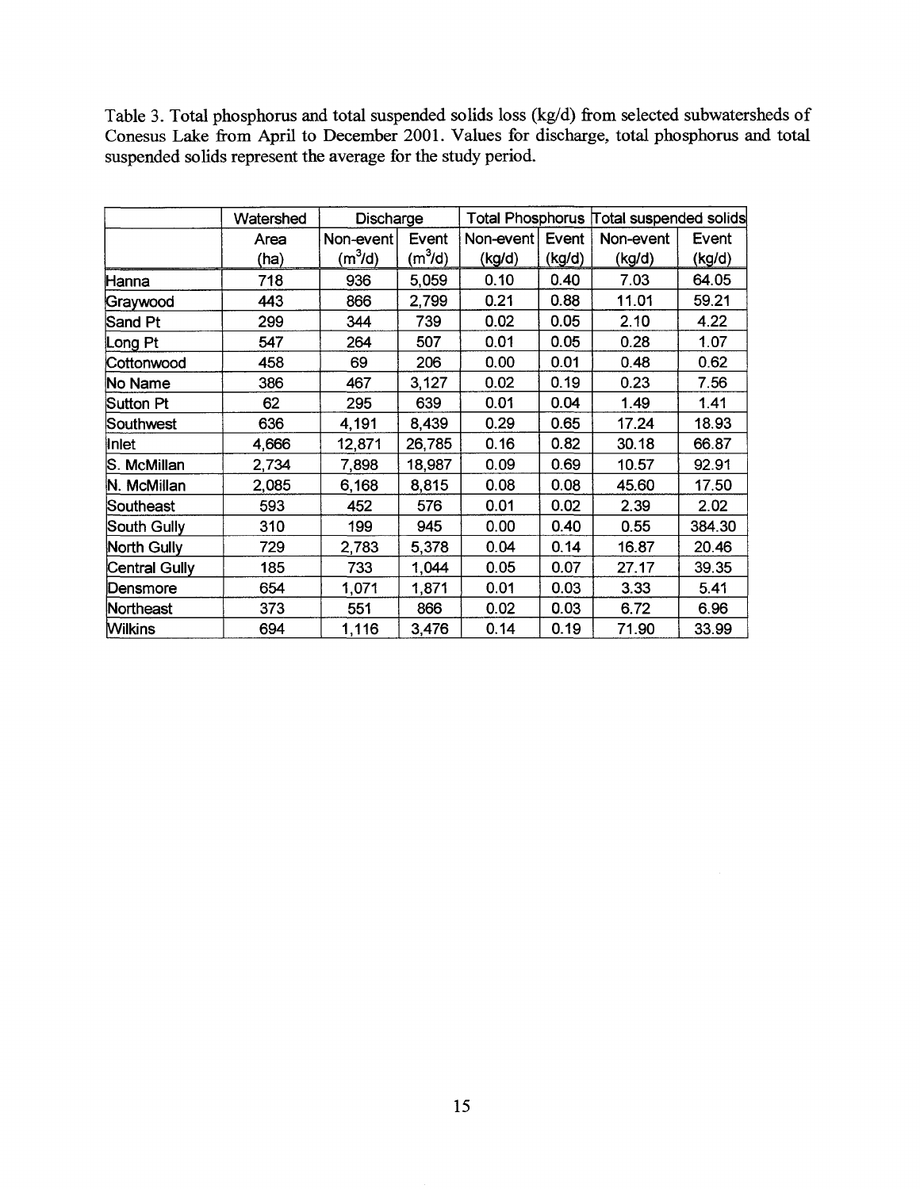Table 3. Total phosphorus and total suspended solids loss (kg/d) from selected subwatersheds of Conesus Lake from April to December 2001. Values for discharge, total phosphorus and total suspended solids represent the average for the study period.

| | Watershed | Discharge | | Total Phosphorus | | Total suspended solids | |
|---|---|---|---|---|---|---|---|
| | Area (ha) | Non-event ($m^3$/d) | Event ($m^3$/d) | Non-event (kg/d) | Event (kg/d) | Non-event (kg/d) | Event (kg/d) |
| Hanna | 718 | 936 | 5,059 | 0.10 | 0.40 | 7.03 | 64.05 |
| Graywood | 443 | 866 | 2,799 | 0.21 | 0.88 | 11.01 | 59.21 |
| Sand Pt | 299 | 344 | 739 | 0.02 | 0.05 | 2.10 | 4.22 |
| Long Pt | 547 | 264 | 507 | 0.01 | 0.05 | 0.28 | 1.07 |
| Cottonwood | 458 | 69 | 206 | 0.00 | 0.01 | 0.48 | 0.62 |
| No Name | 386 | 467 | 3,127 | 0.02 | 0.19 | 0.23 | 7.56 |
| Sutton Pt | 62 | 295 | 639 | 0.01 | 0.04 | 1.49 | 1.41 |
| Southwest | 636 | 4,191 | 8,439 | 0.29 | 0.65 | 17.24 | 18.93 |
| Inlet | 4,666 | 12,871 | 26,785 | 0.16 | 0.82 | 30.18 | 66.87 |
| S. McMillan | 2,734 | 7,898 | 18,987 | 0.09 | 0.69 | 10.57 | 92.91 |
| N. McMillan | 2,085 | 6,168 | 8,815 | 0.08 | 0.08 | 45.60 | 17.50 |
| Southeast | 593 | 452 | 576 | 0.01 | 0.02 | 2.39 | 2.02 |
| South Gully | 310 | 199 | 945 | 0.00 | 0.40 | 0.55 | 384.30 |
| North Gully | 729 | 2,783 | 5,378 | 0.04 | 0.14 | 16.87 | 20.46 |
| Central Gully | 185 | 733 | 1,044 | 0.05 | 0.07 | 27.17 | 39.35 |
| Densmore | 654 | 1,071 | 1,871 | 0.01 | 0.03 | 3.33 | 5.41 |
| Northeast | 373 | 551 | 866 | 0.02 | 0.03 | 6.72 | 6.96 |
| Wilkins | 694 | 1,116 | 3,476 | 0.14 | 0.19 | 71.90 | 33.99 |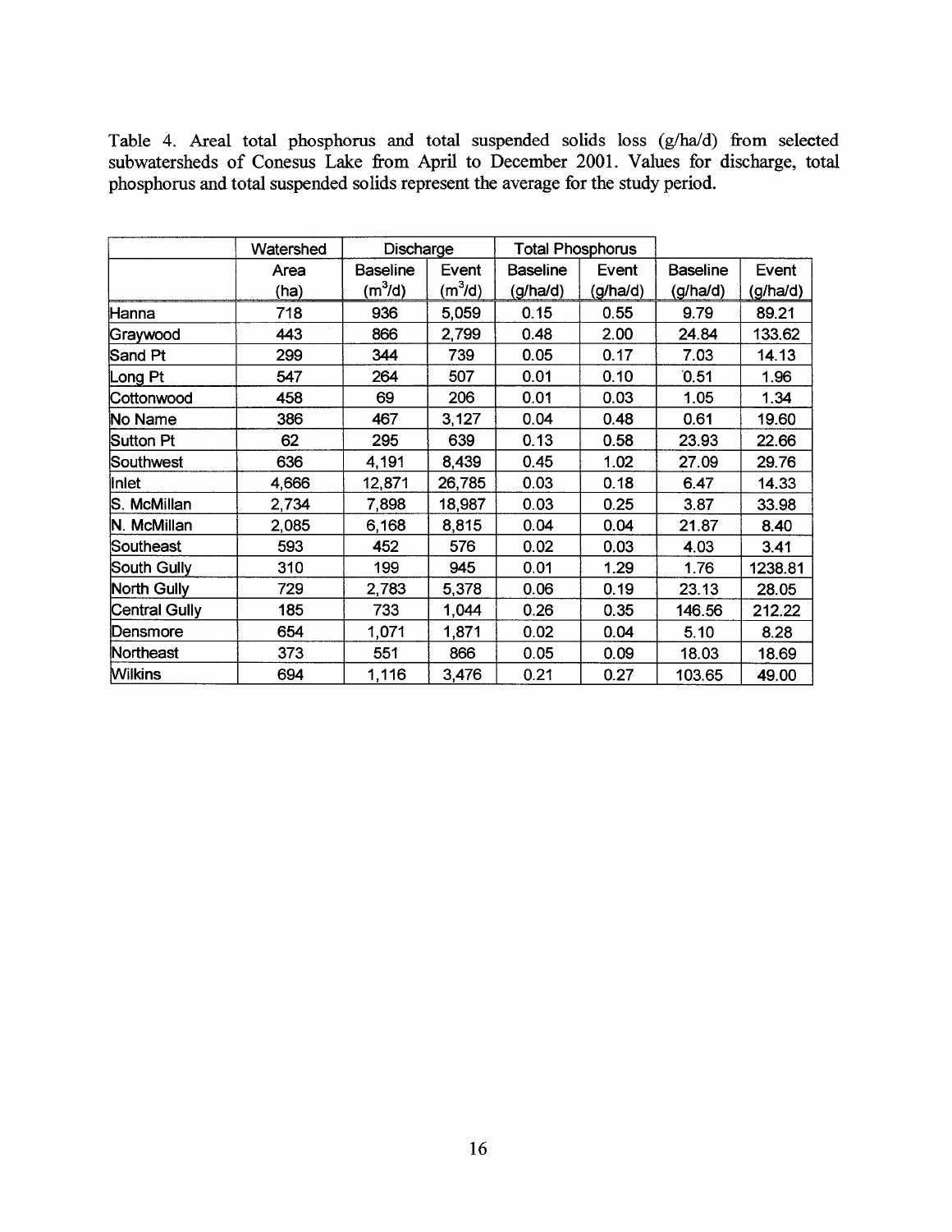Table 4. Areal total phosphorus and total suspended solids loss (g/ha/d) from selected subwatersheds of Conesus Lake from April to December 2001. Values for discharge, total phosphorus and total suspended solids represent the average for the study period.

| | Watershed | Discharge | | Total Phosphorus | | | |
|---|---|---|---|---|---|---|---|
| | Area (ha) | Baseline ($m^3/d$) | Event ($m^3/d$) | Baseline (g/ha/d) | Event (g/ha/d) | Baseline (g/ha/d) | Event (g/ha/d) |
| Hanna | 718 | 936 | 5,059 | 0.15 | 0.55 | 9.79 | 89.21 |
| Graywood | 443 | 866 | 2,799 | 0.48 | 2.00 | 24.84 | 133.62 |
| Sand Pt | 299 | 344 | 739 | 0.05 | 0.17 | 7.03 | 14.13 |
| Long Pt | 547 | 264 | 507 | 0.01 | 0.10 | 0.51 | 1.96 |
| Cottonwood | 458 | 69 | 206 | 0.01 | 0.03 | 1.05 | 1.34 |
| No Name | 386 | 467 | 3,127 | 0.04 | 0.48 | 0.61 | 19.60 |
| Sutton Pt | 62 | 295 | 639 | 0.13 | 0.58 | 23.93 | 22.66 |
| Southwest | 636 | 4,191 | 8,439 | 0.45 | 1.02 | 27.09 | 29.76 |
| Inlet | 4,666 | 12,871 | 26,785 | 0.03 | 0.18 | 6.47 | 14.33 |
| S. McMillan | 2,734 | 7,898 | 18,987 | 0.03 | 0.25 | 3.87 | 33.98 |
| N. McMillan | 2,085 | 6,168 | 8,815 | 0.04 | 0.04 | 21.87 | 8.40 |
| Southeast | 593 | 452 | 576 | 0.02 | 0.03 | 4.03 | 3.41 |
| South Gully | 310 | 199 | 945 | 0.01 | 1.29 | 1.76 | 1238.81 |
| North Gully | 729 | 2,783 | 5,378 | 0.06 | 0.19 | 23.13 | 28.05 |
| Central Gully | 185 | 733 | 1,044 | 0.26 | 0.35 | 146.56 | 212.22 |
| Densmore | 654 | 1,071 | 1,871 | 0.02 | 0.04 | 5.10 | 8.28 |
| Northeast | 373 | 551 | 866 | 0.05 | 0.09 | 18.03 | 18.69 |
| Wilkins | 694 | 1,116 | 3,476 | 0.21 | 0.27 | 103.65 | 49.00 |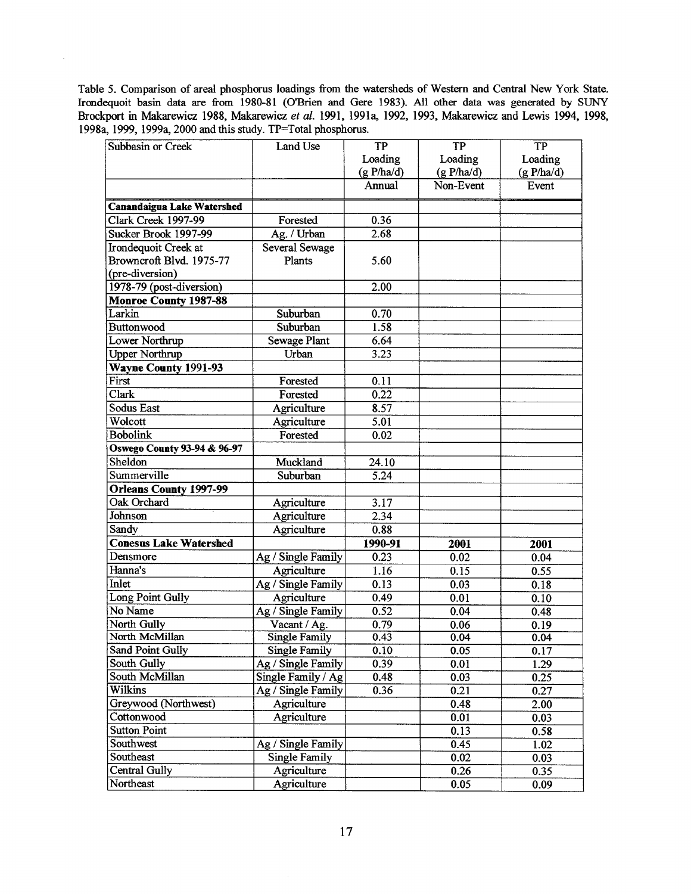Table 5. Comparison of areal phosphorus loadings from the watersheds of Western and Central New York State. Irondequoit basin data are from 1980-81 (O'Brien and Gere 1983). All other data was generated by SUNY Brockport in Makarewicz 1988, Makarewicz *et al.* 1991, 1991a, 1992, 1993, Makarewicz and Lewis 1994, 1998, 1998a, 1999, 1999a, 2000 and this study. TP=Total phosphorus.

| Subbasin or Creek | Land Use | TP Loading (g P/ha/d) | TP Loading (g P/ha/d) | TP Loading (g P/ha/d) |
|---|---|---|---|---|
| | | Annual | Non-Event | Event |
| **Canandaigua Lake Watershed** | | | | |
| Clark Creek 1997-99 | Forested | 0.36 | | |
| Sucker Brook 1997-99 | Ag. / Urban | 2.68 | | |
| Irondequoit Creek at Browncroft Blvd. 1975-77 (pre-diversion) | Several Sewage Plants | 5.60 | | |
| 1978-79 (post-diversion) | | 2.00 | | |
| **Monroe County 1987-88** | | | | |
| Larkin | Suburban | 0.70 | | |
| Buttonwood | Suburban | 1.58 | | |
| Lower Northrup | Sewage Plant | 6.64 | | |
| Upper Northrup | Urban | 3.23 | | |
| **Wayne County 1991-93** | | | | |
| First | Forested | 0.11 | | |
| Clark | Forested | 0.22 | | |
| Sodus East | Agriculture | 8.57 | | |
| Wolcott | Agriculture | 5.01 | | |
| Bobolink | Forested | 0.02 | | |
| **Oswego County 93-94 & 96-97** | | | | |
| Sheldon | Muckland | 24.10 | | |
| Summerville | Suburban | 5.24 | | |
| **Orleans County 1997-99** | | | | |
| Oak Orchard | Agriculture | 3.17 | | |
| Johnson | Agriculture | 2.34 | | |
| Sandy | Agriculture | 0.88 | | |
| **Conesus Lake Watershed** | | **1990-91** | **2001** | **2001** |
| Densmore | Ag / Single Family | 0.23 | 0.02 | 0.04 |
| Hanna's | Agriculture | 1.16 | 0.15 | 0.55 |
| Inlet | Ag / Single Family | 0.13 | 0.03 | 0.18 |
| Long Point Gully | Agriculture | 0.49 | 0.01 | 0.10 |
| No Name | Ag / Single Family | 0.52 | 0.04 | 0.48 |
| North Gully | Vacant / Ag. | 0.79 | 0.06 | 0.19 |
| North McMillan | Single Family | 0.43 | 0.04 | 0.04 |
| Sand Point Gully | Single Family | 0.10 | 0.05 | 0.17 |
| South Gully | Ag / Single Family | 0.39 | 0.01 | 1.29 |
| South McMillan | Single Family / Ag | 0.48 | 0.03 | 0.25 |
| Wilkins | Ag / Single Family | 0.36 | 0.21 | 0.27 |
| Greywood (Northwest) | Agriculture | | 0.48 | 2.00 |
| Cottonwood | Agriculture | | 0.01 | 0.03 |
| Sutton Point | | | 0.13 | 0.58 |
| Southwest | Ag / Single Family | | 0.45 | 1.02 |
| Southeast | Single Family | | 0.02 | 0.03 |
| Central Gully | Agriculture | | 0.26 | 0.35 |
| Northeast | Agriculture | | 0.05 | 0.09 |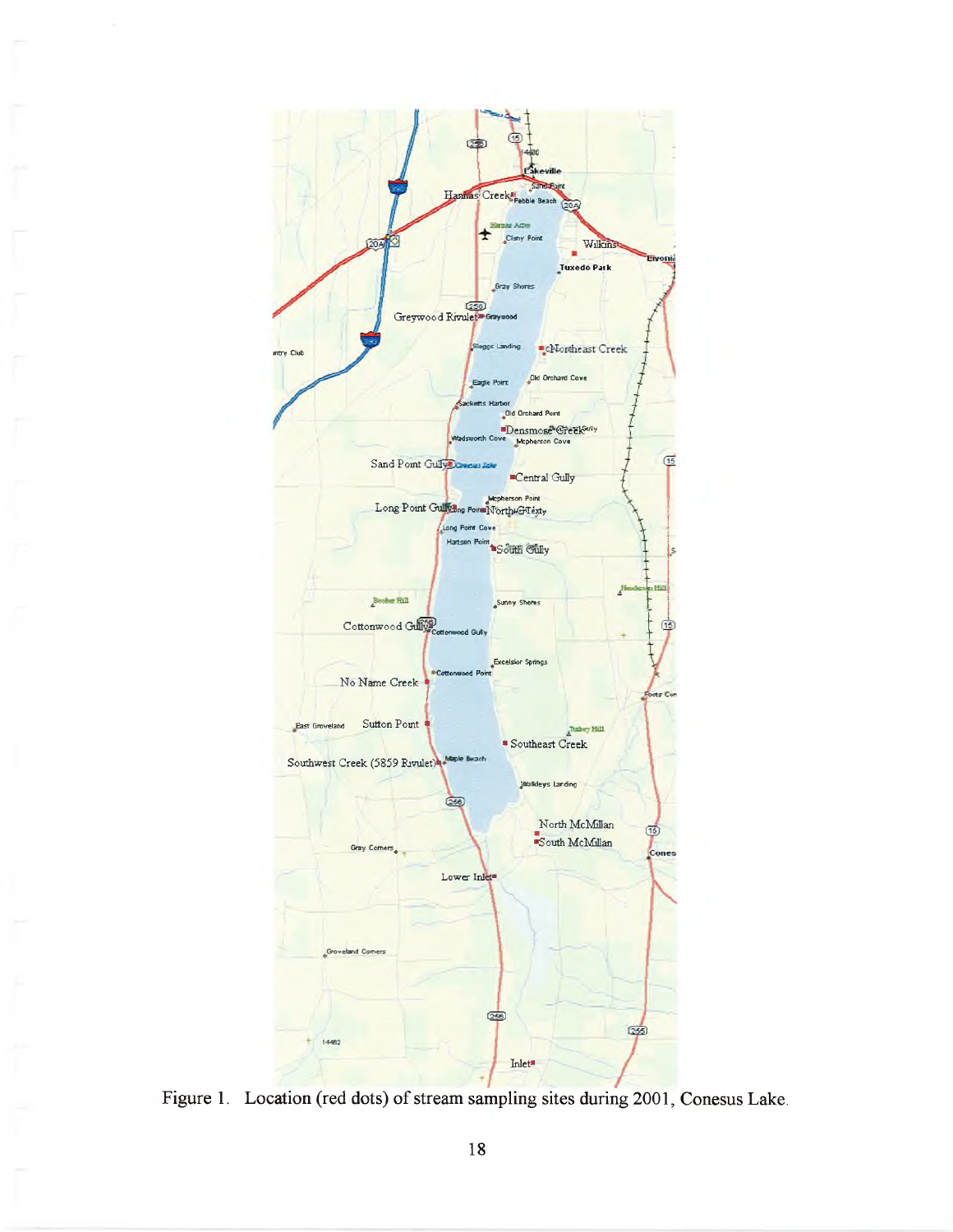Figure 1. Location (red dots) of stream sampling sites during 2001, Conesus Lake.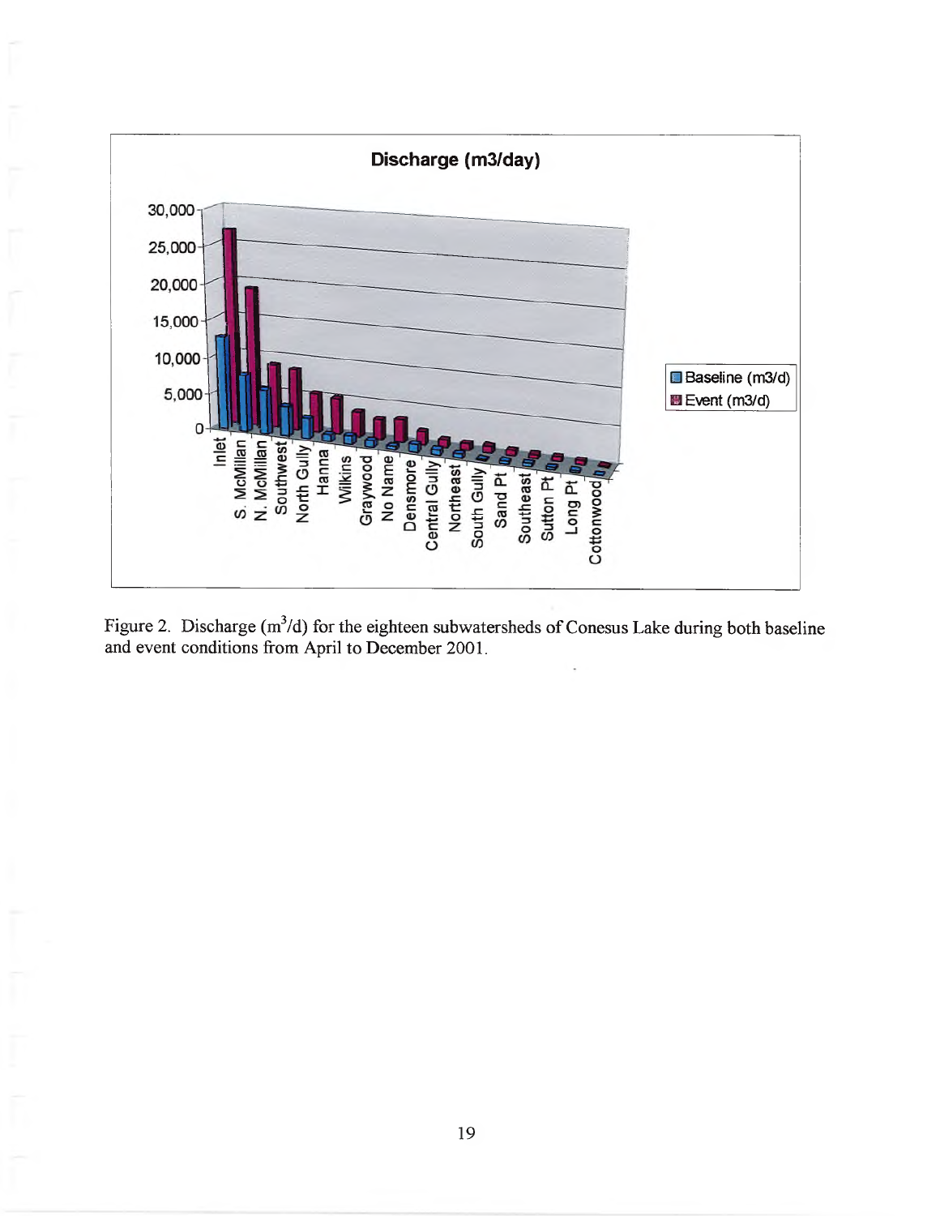Figure 2. Discharge ($m^3$/d) for the eighteen subwatersheds of Conesus Lake during both baseline and event conditions from April to December 2001.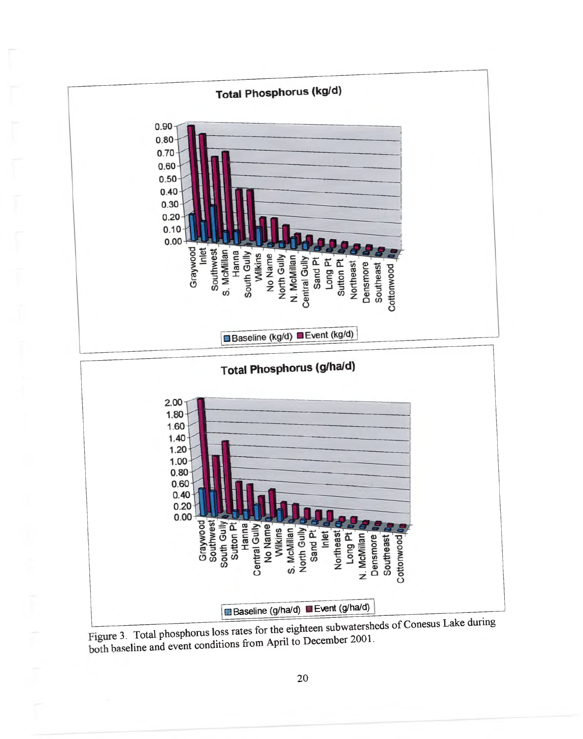Figure 3. Total phosphorus loss rates for the eighteen subwatersheds of Conesus Lake during both baseline and event conditions from April to December 2001.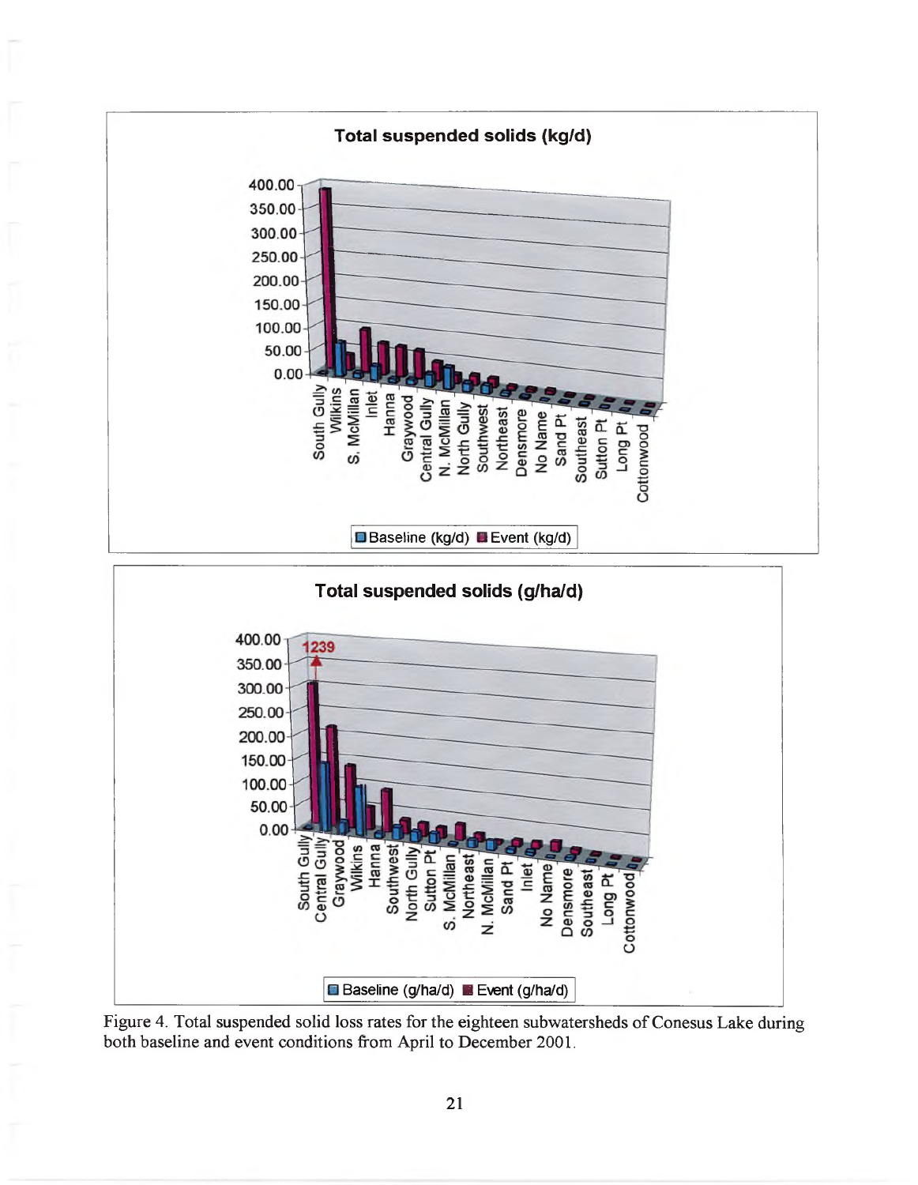Figure 4. Total suspended solid loss rates for the eighteen subwatersheds of Conesus Lake during both baseline and event conditions from April to December 2001.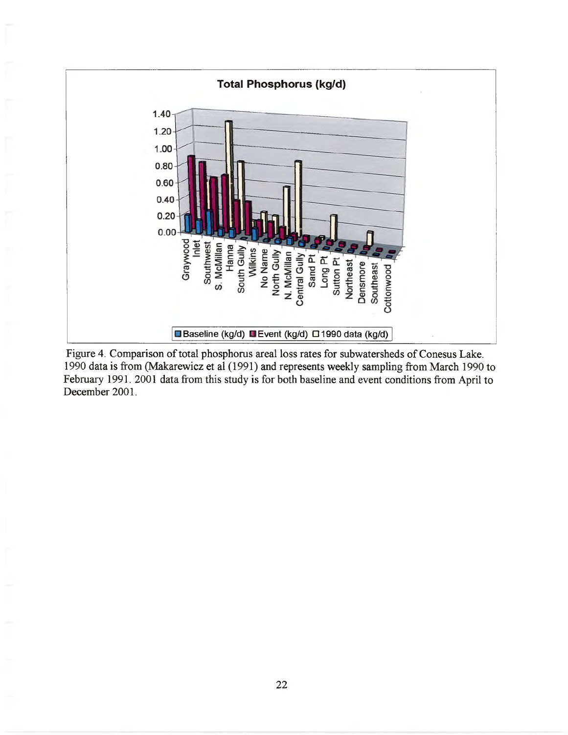Figure 4. Comparison of total phosphorus areal loss rates for subwatersheds of Conesus Lake. 1990 data is from (Makarewicz et al (1991) and represents weekly sampling from March 1990 to February 1991. 2001 data from this study is for both baseline and event conditions from April to December 2001.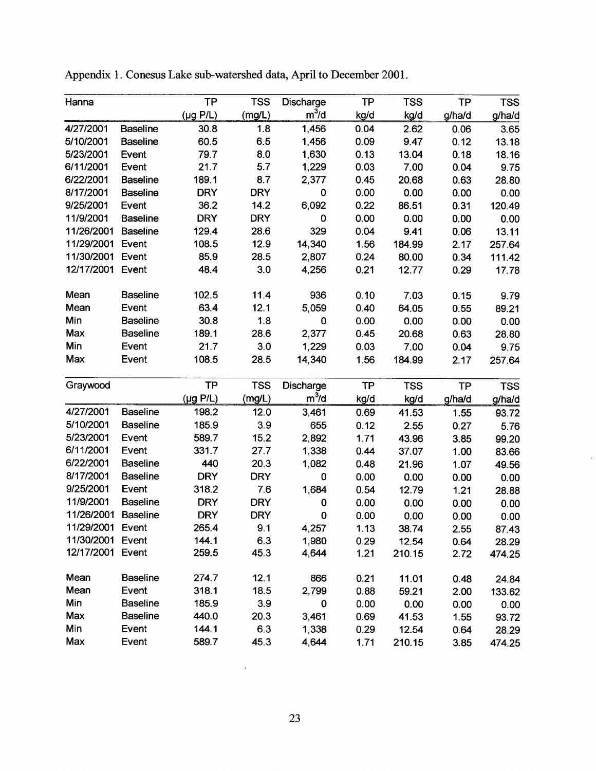Appendix 1. Conesus Lake sub-watershed data, April to December 2001.

| Hanna | | TP (µg P/L) | TSS (mg/L) | Discharge $m^3/d$ | TP kg/d | TSS kg/d | TP g/ha/d | TSS g/ha/d |
|---|---|---|---|---|---|---|---|---|
| 4/27/2001 | Baseline | 30.8 | 1.8 | 1,456 | 0.04 | 2.62 | 0.06 | 3.65 |
| 5/10/2001 | Baseline | 60.5 | 6.5 | 1,456 | 0.09 | 9.47 | 0.12 | 13.18 |
| 5/23/2001 | Event | 79.7 | 8.0 | 1,630 | 0.13 | 13.04 | 0.18 | 18.16 |
| 6/11/2001 | Event | 21.7 | 5.7 | 1,229 | 0.03 | 7.00 | 0.04 | 9.75 |
| 6/22/2001 | Baseline | 189.1 | 8.7 | 2,377 | 0.45 | 20.68 | 0.63 | 28.80 |
| 8/17/2001 | Baseline | DRY | DRY | 0 | 0.00 | 0.00 | 0.00 | 0.00 |
| 9/25/2001 | Event | 36.2 | 14.2 | 6,092 | 0.22 | 86.51 | 0.31 | 120.49 |
| 11/9/2001 | Baseline | DRY | DRY | 0 | 0.00 | 0.00 | 0.00 | 0.00 |
| 11/26/2001 | Baseline | 129.4 | 28.6 | 329 | 0.04 | 9.41 | 0.06 | 13.11 |
| 11/29/2001 | Event | 108.5 | 12.9 | 14,340 | 1.56 | 184.99 | 2.17 | 257.64 |
| 11/30/2001 | Event | 85.9 | 28.5 | 2,807 | 0.24 | 80.00 | 0.34 | 111.42 |
| 12/17/2001 | Event | 48.4 | 3.0 | 4,256 | 0.21 | 12.77 | 0.29 | 17.78 |
| Mean | Baseline | 102.5 | 11.4 | 936 | 0.10 | 7.03 | 0.15 | 9.79 |
| Mean | Event | 63.4 | 12.1 | 5,059 | 0.40 | 64.05 | 0.55 | 89.21 |
| Min | Baseline | 30.8 | 1.8 | 0 | 0.00 | 0.00 | 0.00 | 0.00 |
| Max | Baseline | 189.1 | 28.6 | 2,377 | 0.45 | 20.68 | 0.63 | 28.80 |
| Min | Event | 21.7 | 3.0 | 1,229 | 0.03 | 7.00 | 0.04 | 9.75 |
| Max | Event | 108.5 | 28.5 | 14,340 | 1.56 | 184.99 | 2.17 | 257.64 |

| Graywood | | TP (µg P/L) | TSS (mg/L) | Discharge $m^3/d$ | TP kg/d | TSS kg/d | TP g/ha/d | TSS g/ha/d |
|---|---|---|---|---|---|---|---|---|
| 4/27/2001 | Baseline | 198.2 | 12.0 | 3,461 | 0.69 | 41.53 | 1.55 | 93.72 |
| 5/10/2001 | Baseline | 185.9 | 3.9 | 655 | 0.12 | 2.55 | 0.27 | 5.76 |
| 5/23/2001 | Event | 589.7 | 15.2 | 2,892 | 1.71 | 43.96 | 3.85 | 99.20 |
| 6/11/2001 | Event | 331.7 | 27.7 | 1,338 | 0.44 | 37.07 | 1.00 | 83.66 |
| 6/22/2001 | Baseline | 440 | 20.3 | 1,082 | 0.48 | 21.96 | 1.07 | 49.56 |
| 8/17/2001 | Baseline | DRY | DRY | 0 | 0.00 | 0.00 | 0.00 | 0.00 |
| 9/25/2001 | Event | 318.2 | 7.6 | 1,684 | 0.54 | 12.79 | 1.21 | 28.88 |
| 11/9/2001 | Baseline | DRY | DRY | 0 | 0.00 | 0.00 | 0.00 | 0.00 |
| 11/26/2001 | Baseline | DRY | DRY | 0 | 0.00 | 0.00 | 0.00 | 0.00 |
| 11/29/2001 | Event | 265.4 | 9.1 | 4,257 | 1.13 | 38.74 | 2.55 | 87.43 |
| 11/30/2001 | Event | 144.1 | 6.3 | 1,980 | 0.29 | 12.54 | 0.64 | 28.29 |
| 12/17/2001 | Event | 259.5 | 45.3 | 4,644 | 1.21 | 210.15 | 2.72 | 474.25 |
| Mean | Baseline | 274.7 | 12.1 | 866 | 0.21 | 11.01 | 0.48 | 24.84 |
| Mean | Event | 318.1 | 18.5 | 2,799 | 0.88 | 59.21 | 2.00 | 133.62 |
| Min | Baseline | 185.9 | 3.9 | 0 | 0.00 | 0.00 | 0.00 | 0.00 |
| Max | Baseline | 440.0 | 20.3 | 3,461 | 0.69 | 41.53 | 1.55 | 93.72 |
| Min | Event | 144.1 | 6.3 | 1,338 | 0.29 | 12.54 | 0.64 | 28.29 |
| Max | Event | 589.7 | 45.3 | 4,644 | 1.71 | 210.15 | 3.85 | 474.25 |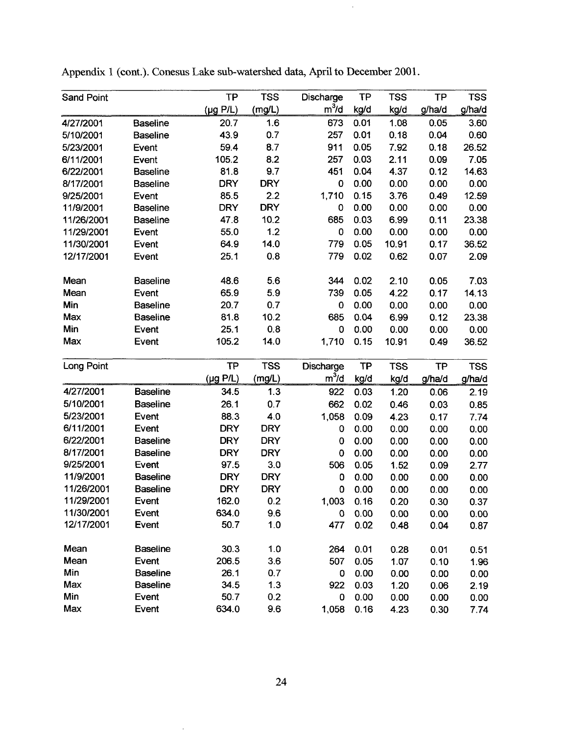Appendix 1 (cont.). Conesus Lake sub-watershed data, April to December 2001.

| Sand Point | | TP | TSS | Discharge | TP | TSS | TP | TSS |
|---|---|---|---|---|---|---|---|---|
| | | (µg P/L) | (mg/L) | $m^3/d$ | kg/d | kg/d | g/ha/d | g/ha/d |
| 4/27/2001 | Baseline | 20.7 | 1.6 | 673 | 0.01 | 1.08 | 0.05 | 3.60 |
| 5/10/2001 | Baseline | 43.9 | 0.7 | 257 | 0.01 | 0.18 | 0.04 | 0.60 |
| 5/23/2001 | Event | 59.4 | 8.7 | 911 | 0.05 | 7.92 | 0.18 | 26.52 |
| 6/11/2001 | Event | 105.2 | 8.2 | 257 | 0.03 | 2.11 | 0.09 | 7.05 |
| 6/22/2001 | Baseline | 81.8 | 9.7 | 451 | 0.04 | 4.37 | 0.12 | 14.63 |
| 8/17/2001 | Baseline | DRY | DRY | 0 | 0.00 | 0.00 | 0.00 | 0.00 |
| 9/25/2001 | Event | 85.5 | 2.2 | 1,710 | 0.15 | 3.76 | 0.49 | 12.59 |
| 11/9/2001 | Baseline | DRY | DRY | 0 | 0.00 | 0.00 | 0.00 | 0.00 |
| 11/26/2001 | Baseline | 47.8 | 10.2 | 685 | 0.03 | 6.99 | 0.11 | 23.38 |
| 11/29/2001 | Event | 55.0 | 1.2 | 0 | 0.00 | 0.00 | 0.00 | 0.00 |
| 11/30/2001 | Event | 64.9 | 14.0 | 779 | 0.05 | 10.91 | 0.17 | 36.52 |
| 12/17/2001 | Event | 25.1 | 0.8 | 779 | 0.02 | 0.62 | 0.07 | 2.09 |
| | | | | | | | | |
| Mean | Baseline | 48.6 | 5.6 | 344 | 0.02 | 2.10 | 0.05 | 7.03 |
| Mean | Event | 65.9 | 5.9 | 739 | 0.05 | 4.22 | 0.17 | 14.13 |
| Min | Baseline | 20.7 | 0.7 | 0 | 0.00 | 0.00 | 0.00 | 0.00 |
| Max | Baseline | 81.8 | 10.2 | 685 | 0.04 | 6.99 | 0.12 | 23.38 |
| Min | Event | 25.1 | 0.8 | 0 | 0.00 | 0.00 | 0.00 | 0.00 |
| Max | Event | 105.2 | 14.0 | 1,710 | 0.15 | 10.91 | 0.49 | 36.52 |

| Long Point | | TP | TSS | Discharge | TP | TSS | TP | TSS |
|---|---|---|---|---|---|---|---|---|
| | | (µg P/L) | (mg/L) | $m^3/d$ | kg/d | kg/d | g/ha/d | g/ha/d |
| 4/27/2001 | Baseline | 34.5 | 1.3 | 922 | 0.03 | 1.20 | 0.06 | 2.19 |
| 5/10/2001 | Baseline | 26.1 | 0.7 | 662 | 0.02 | 0.46 | 0.03 | 0.85 |
| 5/23/2001 | Event | 88.3 | 4.0 | 1,058 | 0.09 | 4.23 | 0.17 | 7.74 |
| 6/11/2001 | Event | DRY | DRY | 0 | 0.00 | 0.00 | 0.00 | 0.00 |
| 6/22/2001 | Baseline | DRY | DRY | 0 | 0.00 | 0.00 | 0.00 | 0.00 |
| 8/17/2001 | Baseline | DRY | DRY | 0 | 0.00 | 0.00 | 0.00 | 0.00 |
| 9/25/2001 | Event | 97.5 | 3.0 | 506 | 0.05 | 1.52 | 0.09 | 2.77 |
| 11/9/2001 | Baseline | DRY | DRY | 0 | 0.00 | 0.00 | 0.00 | 0.00 |
| 11/26/2001 | Baseline | DRY | DRY | 0 | 0.00 | 0.00 | 0.00 | 0.00 |
| 11/29/2001 | Event | 162.0 | 0.2 | 1,003 | 0.16 | 0.20 | 0.30 | 0.37 |
| 11/30/2001 | Event | 634.0 | 9.6 | 0 | 0.00 | 0.00 | 0.00 | 0.00 |
| 12/17/2001 | Event | 50.7 | 1.0 | 477 | 0.02 | 0.48 | 0.04 | 0.87 |
| | | | | | | | | |
| Mean | Baseline | 30.3 | 1.0 | 264 | 0.01 | 0.28 | 0.01 | 0.51 |
| Mean | Event | 206.5 | 3.6 | 507 | 0.05 | 1.07 | 0.10 | 1.96 |
| Min | Baseline | 26.1 | 0.7 | 0 | 0.00 | 0.00 | 0.00 | 0.00 |
| Max | Baseline | 34.5 | 1.3 | 922 | 0.03 | 1.20 | 0.06 | 2.19 |
| Min | Event | 50.7 | 0.2 | 0 | 0.00 | 0.00 | 0.00 | 0.00 |
| Max | Event | 634.0 | 9.6 | 1,058 | 0.16 | 4.23 | 0.30 | 7.74 |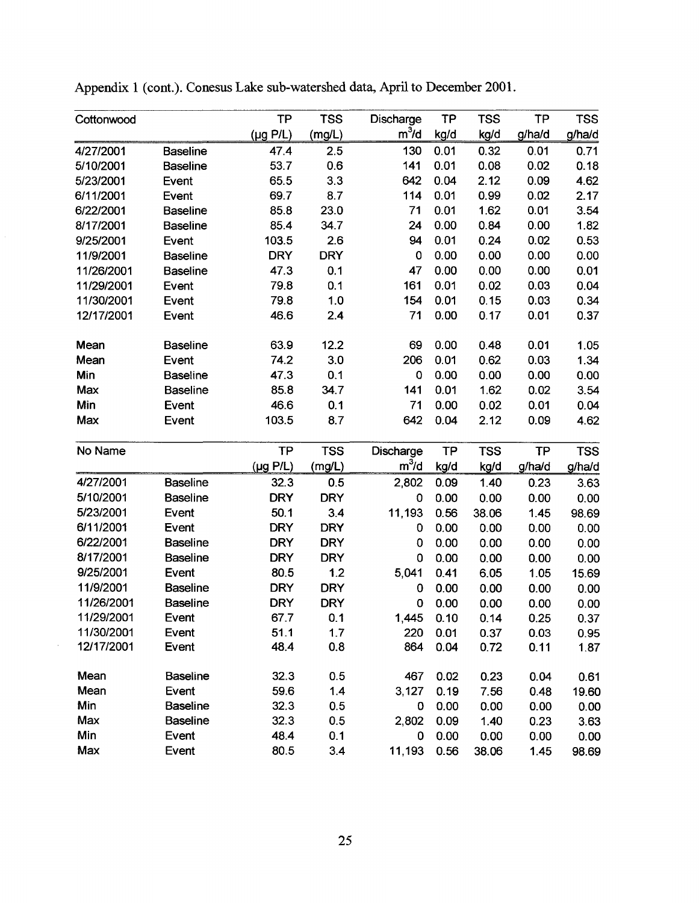Appendix 1 (cont.). Conesus Lake sub-watershed data, April to December 2001.

| Cottonwood | | TP | TSS | Discharge | TP | TSS | TP | TSS |
|---|---|---|---|---|---|---|---|---|
| | | (μg P/L) | (mg/L) | $m^3/d$ | kg/d | kg/d | g/ha/d | g/ha/d |
| 4/27/2001 | Baseline | 47.4 | 2.5 | 130 | 0.01 | 0.32 | 0.01 | 0.71 |
| 5/10/2001 | Baseline | 53.7 | 0.6 | 141 | 0.01 | 0.08 | 0.02 | 0.18 |
| 5/23/2001 | Event | 65.5 | 3.3 | 642 | 0.04 | 2.12 | 0.09 | 4.62 |
| 6/11/2001 | Event | 69.7 | 8.7 | 114 | 0.01 | 0.99 | 0.02 | 2.17 |
| 6/22/2001 | Baseline | 85.8 | 23.0 | 71 | 0.01 | 1.62 | 0.01 | 3.54 |
| 8/17/2001 | Baseline | 85.4 | 34.7 | 24 | 0.00 | 0.84 | 0.00 | 1.82 |
| 9/25/2001 | Event | 103.5 | 2.6 | 94 | 0.01 | 0.24 | 0.02 | 0.53 |
| 11/9/2001 | Baseline | DRY | DRY | 0 | 0.00 | 0.00 | 0.00 | 0.00 |
| 11/26/2001 | Baseline | 47.3 | 0.1 | 47 | 0.00 | 0.00 | 0.00 | 0.01 |
| 11/29/2001 | Event | 79.8 | 0.1 | 161 | 0.01 | 0.02 | 0.03 | 0.04 |
| 11/30/2001 | Event | 79.8 | 1.0 | 154 | 0.01 | 0.15 | 0.03 | 0.34 |
| 12/17/2001 | Event | 46.6 | 2.4 | 71 | 0.00 | 0.17 | 0.01 | 0.37 |
| | | | | | | | | |
| Mean | Baseline | 63.9 | 12.2 | 69 | 0.00 | 0.48 | 0.01 | 1.05 |
| Mean | Event | 74.2 | 3.0 | 206 | 0.01 | 0.62 | 0.03 | 1.34 |
| Min | Baseline | 47.3 | 0.1 | 0 | 0.00 | 0.00 | 0.00 | 0.00 |
| Max | Baseline | 85.8 | 34.7 | 141 | 0.01 | 1.62 | 0.02 | 3.54 |
| Min | Event | 46.6 | 0.1 | 71 | 0.00 | 0.02 | 0.01 | 0.04 |
| Max | Event | 103.5 | 8.7 | 642 | 0.04 | 2.12 | 0.09 | 4.62 |

| No Name | | TP | TSS | Discharge | TP | TSS | TP | TSS |
|---|---|---|---|---|---|---|---|---|
| | | (μg P/L) | (mg/L) | $m^3/d$ | kg/d | kg/d | g/ha/d | g/ha/d |
| 4/27/2001 | Baseline | 32.3 | 0.5 | 2,802 | 0.09 | 1.40 | 0.23 | 3.63 |
| 5/10/2001 | Baseline | DRY | DRY | 0 | 0.00 | 0.00 | 0.00 | 0.00 |
| 5/23/2001 | Event | 50.1 | 3.4 | 11,193 | 0.56 | 38.06 | 1.45 | 98.69 |
| 6/11/2001 | Event | DRY | DRY | 0 | 0.00 | 0.00 | 0.00 | 0.00 |
| 6/22/2001 | Baseline | DRY | DRY | 0 | 0.00 | 0.00 | 0.00 | 0.00 |
| 8/17/2001 | Baseline | DRY | DRY | 0 | 0.00 | 0.00 | 0.00 | 0.00 |
| 9/25/2001 | Event | 80.5 | 1.2 | 5,041 | 0.41 | 6.05 | 1.05 | 15.69 |
| 11/9/2001 | Baseline | DRY | DRY | 0 | 0.00 | 0.00 | 0.00 | 0.00 |
| 11/26/2001 | Baseline | DRY | DRY | 0 | 0.00 | 0.00 | 0.00 | 0.00 |
| 11/29/2001 | Event | 67.7 | 0.1 | 1,445 | 0.10 | 0.14 | 0.25 | 0.37 |
| 11/30/2001 | Event | 51.1 | 1.7 | 220 | 0.01 | 0.37 | 0.03 | 0.95 |
| 12/17/2001 | Event | 48.4 | 0.8 | 864 | 0.04 | 0.72 | 0.11 | 1.87 |
| | | | | | | | | |
| Mean | Baseline | 32.3 | 0.5 | 467 | 0.02 | 0.23 | 0.04 | 0.61 |
| Mean | Event | 59.6 | 1.4 | 3,127 | 0.19 | 7.56 | 0.48 | 19.60 |
| Min | Baseline | 32.3 | 0.5 | 0 | 0.00 | 0.00 | 0.00 | 0.00 |
| Max | Baseline | 32.3 | 0.5 | 2,802 | 0.09 | 1.40 | 0.23 | 3.63 |
| Min | Event | 48.4 | 0.1 | 0 | 0.00 | 0.00 | 0.00 | 0.00 |
| Max | Event | 80.5 | 3.4 | 11,193 | 0.56 | 38.06 | 1.45 | 98.69 |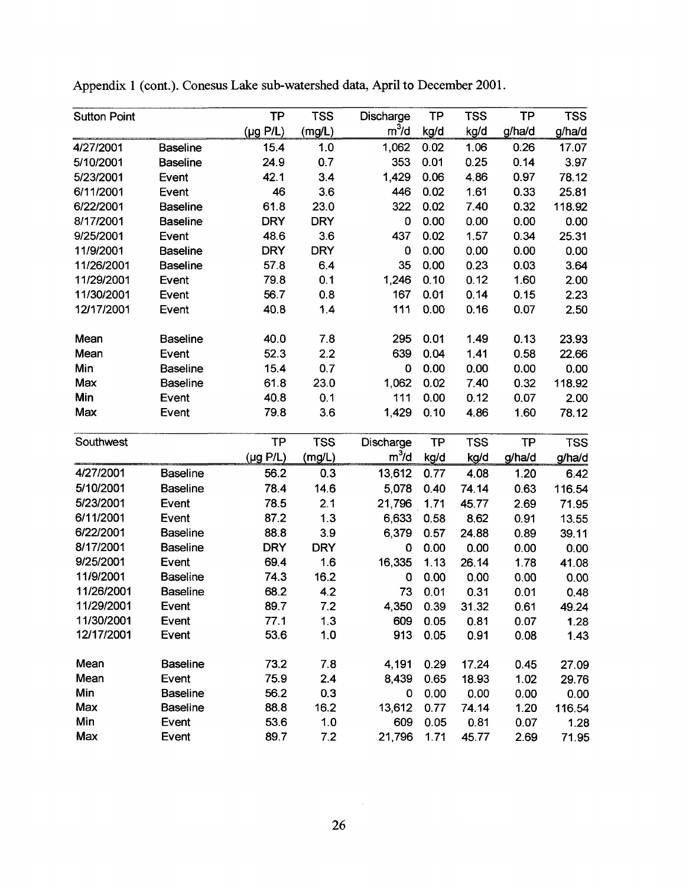Appendix 1 (cont.). Conesus Lake sub-watershed data, April to December 2001.

| Sutton Point | | TP | TSS | Discharge | TP | TSS | TP | TSS |
|---|---|---|---|---|---|---|---|---|
| | | (μg P/L) | (mg/L) | $m^3/d$ | kg/d | kg/d | g/ha/d | g/ha/d |
| 4/27/2001 | Baseline | 15.4 | 1.0 | 1,062 | 0.02 | 1.06 | 0.26 | 17.07 |
| 5/10/2001 | Baseline | 24.9 | 0.7 | 353 | 0.01 | 0.25 | 0.14 | 3.97 |
| 5/23/2001 | Event | 42.1 | 3.4 | 1,429 | 0.06 | 4.86 | 0.97 | 78.12 |
| 6/11/2001 | Event | 46 | 3.6 | 446 | 0.02 | 1.61 | 0.33 | 25.81 |
| 6/22/2001 | Baseline | 61.8 | 23.0 | 322 | 0.02 | 7.40 | 0.32 | 118.92 |
| 8/17/2001 | Baseline | DRY | DRY | 0 | 0.00 | 0.00 | 0.00 | 0.00 |
| 9/25/2001 | Event | 48.6 | 3.6 | 437 | 0.02 | 1.57 | 0.34 | 25.31 |
| 11/9/2001 | Baseline | DRY | DRY | 0 | 0.00 | 0.00 | 0.00 | 0.00 |
| 11/26/2001 | Baseline | 57.8 | 6.4 | 35 | 0.00 | 0.23 | 0.03 | 3.64 |
| 11/29/2001 | Event | 79.8 | 0.1 | 1,246 | 0.10 | 0.12 | 1.60 | 2.00 |
| 11/30/2001 | Event | 56.7 | 0.8 | 167 | 0.01 | 0.14 | 0.15 | 2.23 |
| 12/17/2001 | Event | 40.8 | 1.4 | 111 | 0.00 | 0.16 | 0.07 | 2.50 |
| | | | | | | | | |
| Mean | Baseline | 40.0 | 7.8 | 295 | 0.01 | 1.49 | 0.13 | 23.93 |
| Mean | Event | 52.3 | 2.2 | 639 | 0.04 | 1.41 | 0.58 | 22.66 |
| Min | Baseline | 15.4 | 0.7 | 0 | 0.00 | 0.00 | 0.00 | 0.00 |
| Max | Baseline | 61.8 | 23.0 | 1,062 | 0.02 | 7.40 | 0.32 | 118.92 |
| Min | Event | 40.8 | 0.1 | 111 | 0.00 | 0.12 | 0.07 | 2.00 |
| Max | Event | 79.8 | 3.6 | 1,429 | 0.10 | 4.86 | 1.60 | 78.12 |

| Southwest | | TP | TSS | Discharge | TP | TSS | TP | TSS |
|---|---|---|---|---|---|---|---|---|
| | | (μg P/L) | (mg/L) | $m^3/d$ | kg/d | kg/d | g/ha/d | g/ha/d |
| 4/27/2001 | Baseline | 56.2 | 0.3 | 13,612 | 0.77 | 4.08 | 1.20 | 6.42 |
| 5/10/2001 | Baseline | 78.4 | 14.6 | 5,078 | 0.40 | 74.14 | 0.63 | 116.54 |
| 5/23/2001 | Event | 78.5 | 2.1 | 21,796 | 1.71 | 45.77 | 2.69 | 71.95 |
| 6/11/2001 | Event | 87.2 | 1.3 | 6,633 | 0.58 | 8.62 | 0.91 | 13.55 |
| 6/22/2001 | Baseline | 88.8 | 3.9 | 6,379 | 0.57 | 24.88 | 0.89 | 39.11 |
| 8/17/2001 | Baseline | DRY | DRY | 0 | 0.00 | 0.00 | 0.00 | 0.00 |
| 9/25/2001 | Event | 69.4 | 1.6 | 16,335 | 1.13 | 26.14 | 1.78 | 41.08 |
| 11/9/2001 | Baseline | 74.3 | 16.2 | 0 | 0.00 | 0.00 | 0.00 | 0.00 |
| 11/26/2001 | Baseline | 68.2 | 4.2 | 73 | 0.01 | 0.31 | 0.01 | 0.48 |
| 11/29/2001 | Event | 89.7 | 7.2 | 4,350 | 0.39 | 31.32 | 0.61 | 49.24 |
| 11/30/2001 | Event | 77.1 | 1.3 | 609 | 0.05 | 0.81 | 0.07 | 1.28 |
| 12/17/2001 | Event | 53.6 | 1.0 | 913 | 0.05 | 0.91 | 0.08 | 1.43 |
| | | | | | | | | |
| Mean | Baseline | 73.2 | 7.8 | 4,191 | 0.29 | 17.24 | 0.45 | 27.09 |
| Mean | Event | 75.9 | 2.4 | 8,439 | 0.65 | 18.93 | 1.02 | 29.76 |
| Min | Baseline | 56.2 | 0.3 | 0 | 0.00 | 0.00 | 0.00 | 0.00 |
| Max | Baseline | 88.8 | 16.2 | 13,612 | 0.77 | 74.14 | 1.20 | 116.54 |
| Min | Event | 53.6 | 1.0 | 609 | 0.05 | 0.81 | 0.07 | 1.28 |
| Max | Event | 89.7 | 7.2 | 21,796 | 1.71 | 45.77 | 2.69 | 71.95 |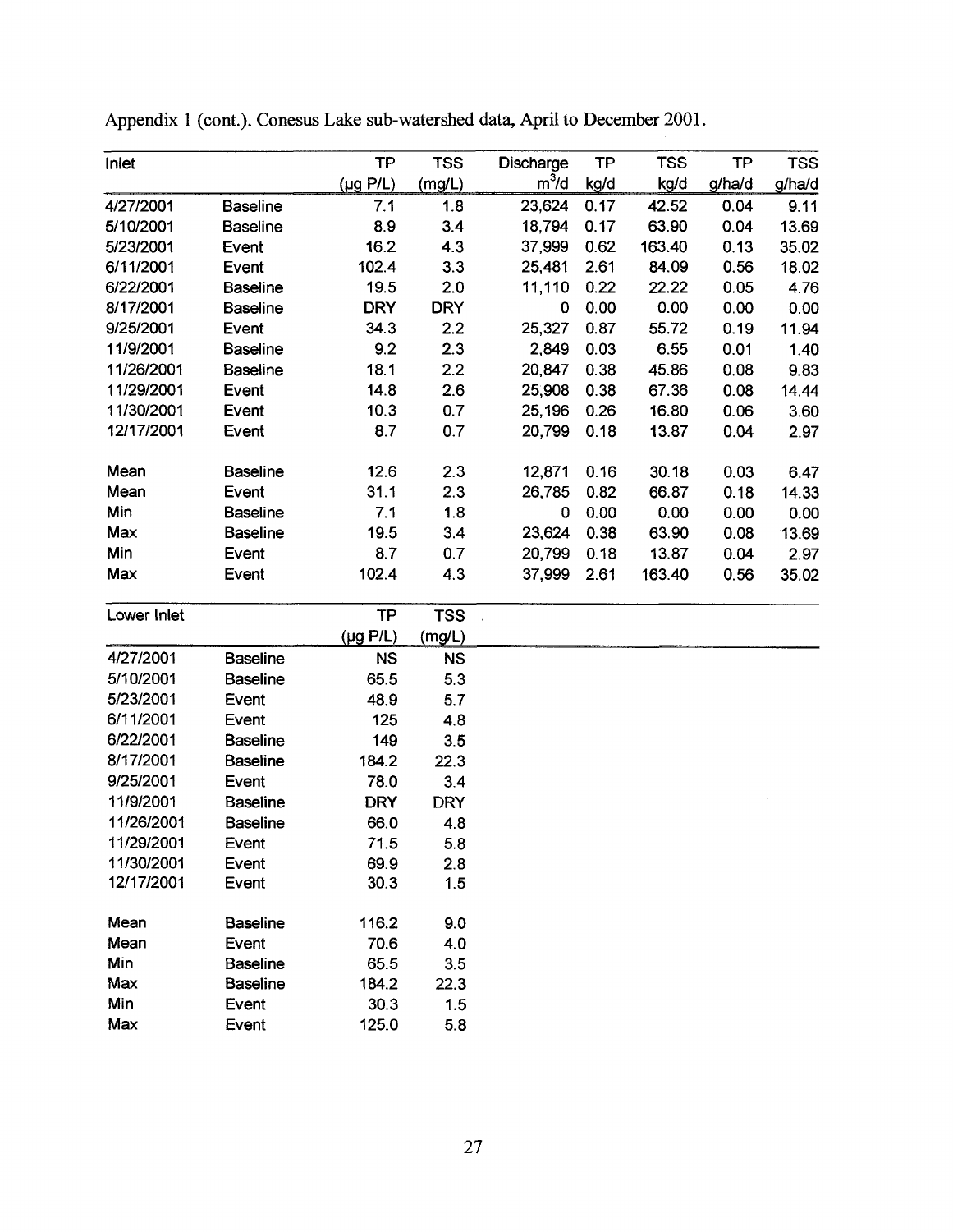Appendix 1 (cont.). Conesus Lake sub-watershed data, April to December 2001.

| Inlet | | TP (μg P/L) | TSS (mg/L) | Discharge $m^3$/d | TP kg/d | TSS kg/d | TP g/ha/d | TSS g/ha/d |
|---|---|---|---|---|---|---|---|---|
| 4/27/2001 | Baseline | 7.1 | 1.8 | 23,624 | 0.17 | 42.52 | 0.04 | 9.11 |
| 5/10/2001 | Baseline | 8.9 | 3.4 | 18,794 | 0.17 | 63.90 | 0.04 | 13.69 |
| 5/23/2001 | Event | 16.2 | 4.3 | 37,999 | 0.62 | 163.40 | 0.13 | 35.02 |
| 6/11/2001 | Event | 102.4 | 3.3 | 25,481 | 2.61 | 84.09 | 0.56 | 18.02 |
| 6/22/2001 | Baseline | 19.5 | 2.0 | 11,110 | 0.22 | 22.22 | 0.05 | 4.76 |
| 8/17/2001 | Baseline | DRY | DRY | 0 | 0.00 | 0.00 | 0.00 | 0.00 |
| 9/25/2001 | Event | 34.3 | 2.2 | 25,327 | 0.87 | 55.72 | 0.19 | 11.94 |
| 11/9/2001 | Baseline | 9.2 | 2.3 | 2,849 | 0.03 | 6.55 | 0.01 | 1.40 |
| 11/26/2001 | Baseline | 18.1 | 2.2 | 20,847 | 0.38 | 45.86 | 0.08 | 9.83 |
| 11/29/2001 | Event | 14.8 | 2.6 | 25,908 | 0.38 | 67.36 | 0.08 | 14.44 |
| 11/30/2001 | Event | 10.3 | 0.7 | 25,196 | 0.26 | 16.80 | 0.06 | 3.60 |
| 12/17/2001 | Event | 8.7 | 0.7 | 20,799 | 0.18 | 13.87 | 0.04 | 2.97 |
| | | | | | | | | |
| Mean | Baseline | 12.6 | 2.3 | 12,871 | 0.16 | 30.18 | 0.03 | 6.47 |
| Mean | Event | 31.1 | 2.3 | 26,785 | 0.82 | 66.87 | 0.18 | 14.33 |
| Min | Baseline | 7.1 | 1.8 | 0 | 0.00 | 0.00 | 0.00 | 0.00 |
| Max | Baseline | 19.5 | 3.4 | 23,624 | 0.38 | 63.90 | 0.08 | 13.69 |
| Min | Event | 8.7 | 0.7 | 20,799 | 0.18 | 13.87 | 0.04 | 2.97 |
| Max | Event | 102.4 | 4.3 | 37,999 | 2.61 | 163.40 | 0.56 | 35.02 |

| Lower Inlet | | TP (μg P/L) | TSS (mg/L) |
|---|---|---|---|
| 4/27/2001 | Baseline | NS | NS |
| 5/10/2001 | Baseline | 65.5 | 5.3 |
| 5/23/2001 | Event | 48.9 | 5.7 |
| 6/11/2001 | Event | 125 | 4.8 |
| 6/22/2001 | Baseline | 149 | 3.5 |
| 8/17/2001 | Baseline | 184.2 | 22.3 |
| 9/25/2001 | Event | 78.0 | 3.4 |
| 11/9/2001 | Baseline | DRY | DRY |
| 11/26/2001 | Baseline | 66.0 | 4.8 |
| 11/29/2001 | Event | 71.5 | 5.8 |
| 11/30/2001 | Event | 69.9 | 2.8 |
| 12/17/2001 | Event | 30.3 | 1.5 |
| | | | |
| Mean | Baseline | 116.2 | 9.0 |
| Mean | Event | 70.6 | 4.0 |
| Min | Baseline | 65.5 | 3.5 |
| Max | Baseline | 184.2 | 22.3 |
| Min | Event | 30.3 | 1.5 |
| Max | Event | 125.0 | 5.8 |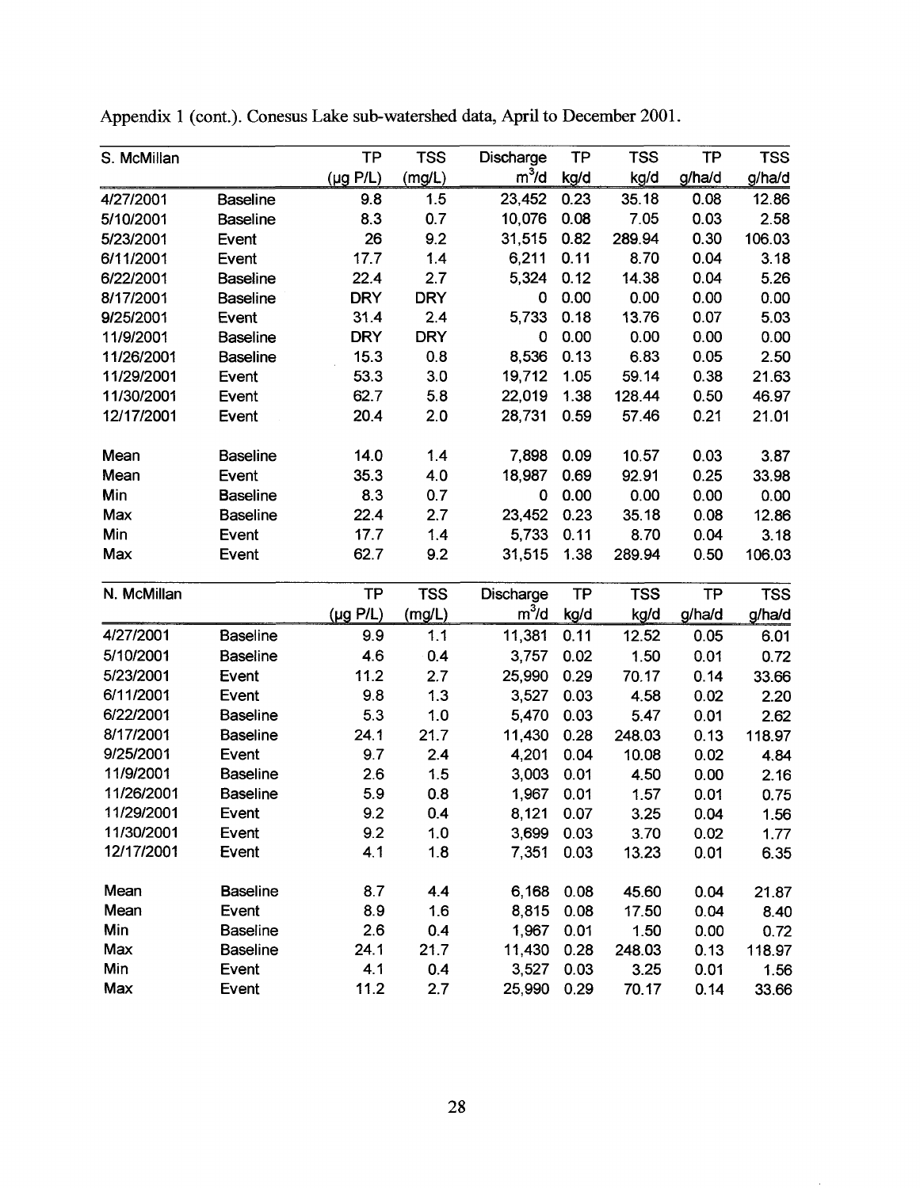Appendix 1 (cont.). Conesus Lake sub-watershed data, April to December 2001.

| S. McMillan | | TP | TSS | Discharge | TP | TSS | TP | TSS |
|---|---|---|---|---|---|---|---|---|
| | | (µg P/L) | (mg/L) | $m^3/d$ | kg/d | kg/d | g/ha/d | g/ha/d |
| 4/27/2001 | Baseline | 9.8 | 1.5 | 23,452 | 0.23 | 35.18 | 0.08 | 12.86 |
| 5/10/2001 | Baseline | 8.3 | 0.7 | 10,076 | 0.08 | 7.05 | 0.03 | 2.58 |
| 5/23/2001 | Event | 26 | 9.2 | 31,515 | 0.82 | 289.94 | 0.30 | 106.03 |
| 6/11/2001 | Event | 17.7 | 1.4 | 6,211 | 0.11 | 8.70 | 0.04 | 3.18 |
| 6/22/2001 | Baseline | 22.4 | 2.7 | 5,324 | 0.12 | 14.38 | 0.04 | 5.26 |
| 8/17/2001 | Baseline | DRY | DRY | 0 | 0.00 | 0.00 | 0.00 | 0.00 |
| 9/25/2001 | Event | 31.4 | 2.4 | 5,733 | 0.18 | 13.76 | 0.07 | 5.03 |
| 11/9/2001 | Baseline | DRY | DRY | 0 | 0.00 | 0.00 | 0.00 | 0.00 |
| 11/26/2001 | Baseline | 15.3 | 0.8 | 8,536 | 0.13 | 6.83 | 0.05 | 2.50 |
| 11/29/2001 | Event | 53.3 | 3.0 | 19,712 | 1.05 | 59.14 | 0.38 | 21.63 |
| 11/30/2001 | Event | 62.7 | 5.8 | 22,019 | 1.38 | 128.44 | 0.50 | 46.97 |
| 12/17/2001 | Event | 20.4 | 2.0 | 28,731 | 0.59 | 57.46 | 0.21 | 21.01 |
| | | | | | | | | |
| Mean | Baseline | 14.0 | 1.4 | 7,898 | 0.09 | 10.57 | 0.03 | 3.87 |
| Mean | Event | 35.3 | 4.0 | 18,987 | 0.69 | 92.91 | 0.25 | 33.98 |
| Min | Baseline | 8.3 | 0.7 | 0 | 0.00 | 0.00 | 0.00 | 0.00 |
| Max | Baseline | 22.4 | 2.7 | 23,452 | 0.23 | 35.18 | 0.08 | 12.86 |
| Min | Event | 17.7 | 1.4 | 5,733 | 0.11 | 8.70 | 0.04 | 3.18 |
| Max | Event | 62.7 | 9.2 | 31,515 | 1.38 | 289.94 | 0.50 | 106.03 |

| N. McMillan | | TP | TSS | Discharge | TP | TSS | TP | TSS |
|---|---|---|---|---|---|---|---|---|
| | | (µg P/L) | (mg/L) | $m^3/d$ | kg/d | kg/d | g/ha/d | g/ha/d |
| 4/27/2001 | Baseline | 9.9 | 1.1 | 11,381 | 0.11 | 12.52 | 0.05 | 6.01 |
| 5/10/2001 | Baseline | 4.6 | 0.4 | 3,757 | 0.02 | 1.50 | 0.01 | 0.72 |
| 5/23/2001 | Event | 11.2 | 2.7 | 25,990 | 0.29 | 70.17 | 0.14 | 33.66 |
| 6/11/2001 | Event | 9.8 | 1.3 | 3,527 | 0.03 | 4.58 | 0.02 | 2.20 |
| 6/22/2001 | Baseline | 5.3 | 1.0 | 5,470 | 0.03 | 5.47 | 0.01 | 2.62 |
| 8/17/2001 | Baseline | 24.1 | 21.7 | 11,430 | 0.28 | 248.03 | 0.13 | 118.97 |
| 9/25/2001 | Event | 9.7 | 2.4 | 4,201 | 0.04 | 10.08 | 0.02 | 4.84 |
| 11/9/2001 | Baseline | 2.6 | 1.5 | 3,003 | 0.01 | 4.50 | 0.00 | 2.16 |
| 11/26/2001 | Baseline | 5.9 | 0.8 | 1,967 | 0.01 | 1.57 | 0.01 | 0.75 |
| 11/29/2001 | Event | 9.2 | 0.4 | 8,121 | 0.07 | 3.25 | 0.04 | 1.56 |
| 11/30/2001 | Event | 9.2 | 1.0 | 3,699 | 0.03 | 3.70 | 0.02 | 1.77 |
| 12/17/2001 | Event | 4.1 | 1.8 | 7,351 | 0.03 | 13.23 | 0.01 | 6.35 |
| | | | | | | | | |
| Mean | Baseline | 8.7 | 4.4 | 6,168 | 0.08 | 45.60 | 0.04 | 21.87 |
| Mean | Event | 8.9 | 1.6 | 8,815 | 0.08 | 17.50 | 0.04 | 8.40 |
| Min | Baseline | 2.6 | 0.4 | 1,967 | 0.01 | 1.50 | 0.00 | 0.72 |
| Max | Baseline | 24.1 | 21.7 | 11,430 | 0.28 | 248.03 | 0.13 | 118.97 |
| Min | Event | 4.1 | 0.4 | 3,527 | 0.03 | 3.25 | 0.01 | 1.56 |
| Max | Event | 11.2 | 2.7 | 25,990 | 0.29 | 70.17 | 0.14 | 33.66 |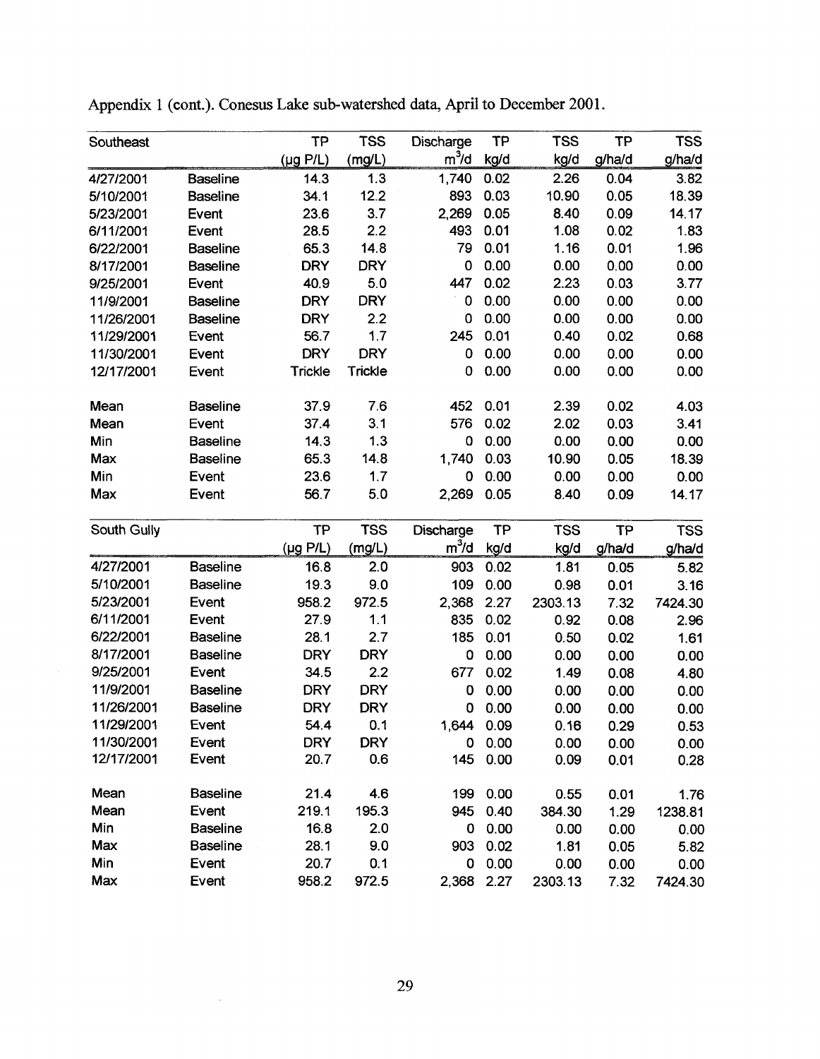Appendix 1 (cont.). Conesus Lake sub-watershed data, April to December 2001.

| Southeast | | TP | TSS | Discharge | TP | TSS | TP | TSS |
|---|---|---|---|---|---|---|---|---|
| | | (µg P/L) | (mg/L) | $m^3/d$ | kg/d | kg/d | g/ha/d | g/ha/d |
| 4/27/2001 | Baseline | 14.3 | 1.3 | 1,740 | 0.02 | 2.26 | 0.04 | 3.82 |
| 5/10/2001 | Baseline | 34.1 | 12.2 | 893 | 0.03 | 10.90 | 0.05 | 18.39 |
| 5/23/2001 | Event | 23.6 | 3.7 | 2,269 | 0.05 | 8.40 | 0.09 | 14.17 |
| 6/11/2001 | Event | 28.5 | 2.2 | 493 | 0.01 | 1.08 | 0.02 | 1.83 |
| 6/22/2001 | Baseline | 65.3 | 14.8 | 79 | 0.01 | 1.16 | 0.01 | 1.96 |
| 8/17/2001 | Baseline | DRY | DRY | 0 | 0.00 | 0.00 | 0.00 | 0.00 |
| 9/25/2001 | Event | 40.9 | 5.0 | 447 | 0.02 | 2.23 | 0.03 | 3.77 |
| 11/9/2001 | Baseline | DRY | DRY | 0 | 0.00 | 0.00 | 0.00 | 0.00 |
| 11/26/2001 | Baseline | DRY | 2.2 | 0 | 0.00 | 0.00 | 0.00 | 0.00 |
| 11/29/2001 | Event | 56.7 | 1.7 | 245 | 0.01 | 0.40 | 0.02 | 0.68 |
| 11/30/2001 | Event | DRY | DRY | 0 | 0.00 | 0.00 | 0.00 | 0.00 |
| 12/17/2001 | Event | Trickle | Trickle | 0 | 0.00 | 0.00 | 0.00 | 0.00 |
| | | | | | | | | |
| Mean | Baseline | 37.9 | 7.6 | 452 | 0.01 | 2.39 | 0.02 | 4.03 |
| Mean | Event | 37.4 | 3.1 | 576 | 0.02 | 2.02 | 0.03 | 3.41 |
| Min | Baseline | 14.3 | 1.3 | 0 | 0.00 | 0.00 | 0.00 | 0.00 |
| Max | Baseline | 65.3 | 14.8 | 1,740 | 0.03 | 10.90 | 0.05 | 18.39 |
| Min | Event | 23.6 | 1.7 | 0 | 0.00 | 0.00 | 0.00 | 0.00 |
| Max | Event | 56.7 | 5.0 | 2,269 | 0.05 | 8.40 | 0.09 | 14.17 |

| South Gully | | TP | TSS | Discharge | TP | TSS | TP | TSS |
|---|---|---|---|---|---|---|---|---|
| | | (µg P/L) | (mg/L) | $m^3/d$ | kg/d | kg/d | g/ha/d | g/ha/d |
| 4/27/2001 | Baseline | 16.8 | 2.0 | 903 | 0.02 | 1.81 | 0.05 | 5.82 |
| 5/10/2001 | Baseline | 19.3 | 9.0 | 109 | 0.00 | 0.98 | 0.01 | 3.16 |
| 5/23/2001 | Event | 958.2 | 972.5 | 2,368 | 2.27 | 2303.13 | 7.32 | 7424.30 |
| 6/11/2001 | Event | 27.9 | 1.1 | 835 | 0.02 | 0.92 | 0.08 | 2.96 |
| 6/22/2001 | Baseline | 28.1 | 2.7 | 185 | 0.01 | 0.50 | 0.02 | 1.61 |
| 8/17/2001 | Baseline | DRY | DRY | 0 | 0.00 | 0.00 | 0.00 | 0.00 |
| 9/25/2001 | Event | 34.5 | 2.2 | 677 | 0.02 | 1.49 | 0.08 | 4.80 |
| 11/9/2001 | Baseline | DRY | DRY | 0 | 0.00 | 0.00 | 0.00 | 0.00 |
| 11/26/2001 | Baseline | DRY | DRY | 0 | 0.00 | 0.00 | 0.00 | 0.00 |
| 11/29/2001 | Event | 54.4 | 0.1 | 1,644 | 0.09 | 0.16 | 0.29 | 0.53 |
| 11/30/2001 | Event | DRY | DRY | 0 | 0.00 | 0.00 | 0.00 | 0.00 |
| 12/17/2001 | Event | 20.7 | 0.6 | 145 | 0.00 | 0.09 | 0.01 | 0.28 |
| | | | | | | | | |
| Mean | Baseline | 21.4 | 4.6 | 199 | 0.00 | 0.55 | 0.01 | 1.76 |
| Mean | Event | 219.1 | 195.3 | 945 | 0.40 | 384.30 | 1.29 | 1238.81 |
| Min | Baseline | 16.8 | 2.0 | 0 | 0.00 | 0.00 | 0.00 | 0.00 |
| Max | Baseline | 28.1 | 9.0 | 903 | 0.02 | 1.81 | 0.05 | 5.82 |
| Min | Event | 20.7 | 0.1 | 0 | 0.00 | 0.00 | 0.00 | 0.00 |
| Max | Event | 958.2 | 972.5 | 2,368 | 2.27 | 2303.13 | 7.32 | 7424.30 |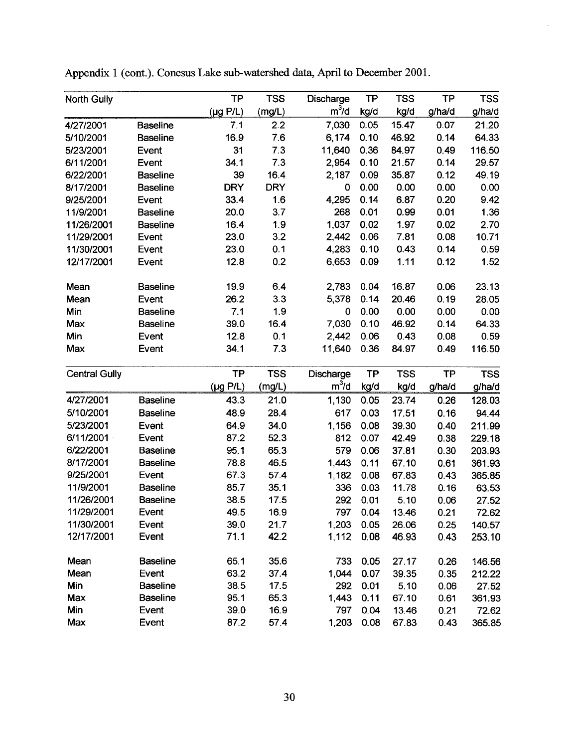Appendix 1 (cont.). Conesus Lake sub-watershed data, April to December 2001.

| North Gully | | TP (µg P/L) | TSS (mg/L) | Discharge $m^3/d$ | TP kg/d | TSS kg/d | TP g/ha/d | TSS g/ha/d |
|---|---|---|---|---|---|---|---|---|
| 4/27/2001 | Baseline | 7.1 | 2.2 | 7,030 | 0.05 | 15.47 | 0.07 | 21.20 |
| 5/10/2001 | Baseline | 16.9 | 7.6 | 6,174 | 0.10 | 46.92 | 0.14 | 64.33 |
| 5/23/2001 | Event | 31 | 7.3 | 11,640 | 0.36 | 84.97 | 0.49 | 116.50 |
| 6/11/2001 | Event | 34.1 | 7.3 | 2,954 | 0.10 | 21.57 | 0.14 | 29.57 |
| 6/22/2001 | Baseline | 39 | 16.4 | 2,187 | 0.09 | 35.87 | 0.12 | 49.19 |
| 8/17/2001 | Baseline | DRY | DRY | 0 | 0.00 | 0.00 | 0.00 | 0.00 |
| 9/25/2001 | Event | 33.4 | 1.6 | 4,295 | 0.14 | 6.87 | 0.20 | 9.42 |
| 11/9/2001 | Baseline | 20.0 | 3.7 | 268 | 0.01 | 0.99 | 0.01 | 1.36 |
| 11/26/2001 | Baseline | 16.4 | 1.9 | 1,037 | 0.02 | 1.97 | 0.02 | 2.70 |
| 11/29/2001 | Event | 23.0 | 3.2 | 2,442 | 0.06 | 7.81 | 0.08 | 10.71 |
| 11/30/2001 | Event | 23.0 | 0.1 | 4,283 | 0.10 | 0.43 | 0.14 | 0.59 |
| 12/17/2001 | Event | 12.8 | 0.2 | 6,653 | 0.09 | 1.11 | 0.12 | 1.52 |
| Mean | Baseline | 19.9 | 6.4 | 2,783 | 0.04 | 16.87 | 0.06 | 23.13 |
| Mean | Event | 26.2 | 3.3 | 5,378 | 0.14 | 20.46 | 0.19 | 28.05 |
| Min | Baseline | 7.1 | 1.9 | 0 | 0.00 | 0.00 | 0.00 | 0.00 |
| Max | Baseline | 39.0 | 16.4 | 7,030 | 0.10 | 46.92 | 0.14 | 64.33 |
| Min | Event | 12.8 | 0.1 | 2,442 | 0.06 | 0.43 | 0.08 | 0.59 |
| Max | Event | 34.1 | 7.3 | 11,640 | 0.36 | 84.97 | 0.49 | 116.50 |

| Central Gully | | TP (µg P/L) | TSS (mg/L) | Discharge $m^3/d$ | TP kg/d | TSS kg/d | TP g/ha/d | TSS g/ha/d |
|---|---|---|---|---|---|---|---|---|
| 4/27/2001 | Baseline | 43.3 | 21.0 | 1,130 | 0.05 | 23.74 | 0.26 | 128.03 |
| 5/10/2001 | Baseline | 48.9 | 28.4 | 617 | 0.03 | 17.51 | 0.16 | 94.44 |
| 5/23/2001 | Event | 64.9 | 34.0 | 1,156 | 0.08 | 39.30 | 0.40 | 211.99 |
| 6/11/2001 | Event | 87.2 | 52.3 | 812 | 0.07 | 42.49 | 0.38 | 229.18 |
| 6/22/2001 | Baseline | 95.1 | 65.3 | 579 | 0.06 | 37.81 | 0.30 | 203.93 |
| 8/17/2001 | Baseline | 78.8 | 46.5 | 1,443 | 0.11 | 67.10 | 0.61 | 361.93 |
| 9/25/2001 | Event | 67.3 | 57.4 | 1,182 | 0.08 | 67.83 | 0.43 | 365.85 |
| 11/9/2001 | Baseline | 85.7 | 35.1 | 336 | 0.03 | 11.78 | 0.16 | 63.53 |
| 11/26/2001 | Baseline | 38.5 | 17.5 | 292 | 0.01 | 5.10 | 0.06 | 27.52 |
| 11/29/2001 | Event | 49.5 | 16.9 | 797 | 0.04 | 13.46 | 0.21 | 72.62 |
| 11/30/2001 | Event | 39.0 | 21.7 | 1,203 | 0.05 | 26.06 | 0.25 | 140.57 |
| 12/17/2001 | Event | 71.1 | 42.2 | 1,112 | 0.08 | 46.93 | 0.43 | 253.10 |
| Mean | Baseline | 65.1 | 35.6 | 733 | 0.05 | 27.17 | 0.26 | 146.56 |
| Mean | Event | 63.2 | 37.4 | 1,044 | 0.07 | 39.35 | 0.35 | 212.22 |
| Min | Baseline | 38.5 | 17.5 | 292 | 0.01 | 5.10 | 0.06 | 27.52 |
| Max | Baseline | 95.1 | 65.3 | 1,443 | 0.11 | 67.10 | 0.61 | 361.93 |
| Min | Event | 39.0 | 16.9 | 797 | 0.04 | 13.46 | 0.21 | 72.62 |
| Max | Event | 87.2 | 57.4 | 1,203 | 0.08 | 67.83 | 0.43 | 365.85 |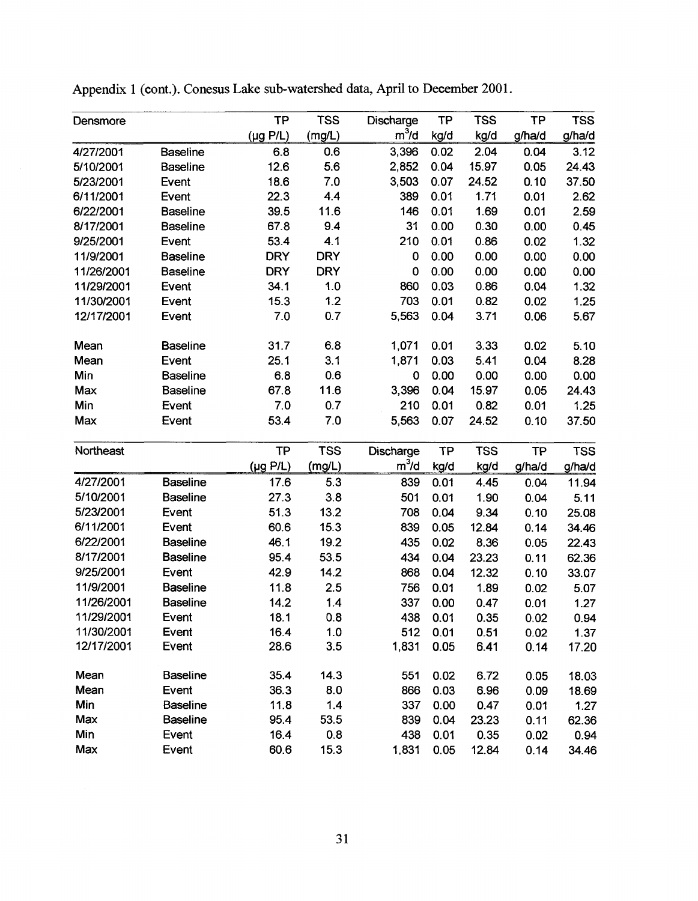Appendix 1 (cont.). Conesus Lake sub-watershed data, April to December 2001.

| Densmore | | TP | TSS | Discharge | TP | TSS | TP | TSS |
|---|---|---|---|---|---|---|---|---|
| | | (µg P/L) | (mg/L) | $m^3$/d | kg/d | kg/d | g/ha/d | g/ha/d |
| 4/27/2001 | Baseline | 6.8 | 0.6 | 3,396 | 0.02 | 2.04 | 0.04 | 3.12 |
| 5/10/2001 | Baseline | 12.6 | 5.6 | 2,852 | 0.04 | 15.97 | 0.05 | 24.43 |
| 5/23/2001 | Event | 18.6 | 7.0 | 3,503 | 0.07 | 24.52 | 0.10 | 37.50 |
| 6/11/2001 | Event | 22.3 | 4.4 | 389 | 0.01 | 1.71 | 0.01 | 2.62 |
| 6/22/2001 | Baseline | 39.5 | 11.6 | 146 | 0.01 | 1.69 | 0.01 | 2.59 |
| 8/17/2001 | Baseline | 67.8 | 9.4 | 31 | 0.00 | 0.30 | 0.00 | 0.45 |
| 9/25/2001 | Event | 53.4 | 4.1 | 210 | 0.01 | 0.86 | 0.02 | 1.32 |
| 11/9/2001 | Baseline | DRY | DRY | 0 | 0.00 | 0.00 | 0.00 | 0.00 |
| 11/26/2001 | Baseline | DRY | DRY | 0 | 0.00 | 0.00 | 0.00 | 0.00 |
| 11/29/2001 | Event | 34.1 | 1.0 | 860 | 0.03 | 0.86 | 0.04 | 1.32 |
| 11/30/2001 | Event | 15.3 | 1.2 | 703 | 0.01 | 0.82 | 0.02 | 1.25 |
| 12/17/2001 | Event | 7.0 | 0.7 | 5,563 | 0.04 | 3.71 | 0.06 | 5.67 |
| | | | | | | | | |
| Mean | Baseline | 31.7 | 6.8 | 1,071 | 0.01 | 3.33 | 0.02 | 5.10 |
| Mean | Event | 25.1 | 3.1 | 1,871 | 0.03 | 5.41 | 0.04 | 8.28 |
| Min | Baseline | 6.8 | 0.6 | 0 | 0.00 | 0.00 | 0.00 | 0.00 |
| Max | Baseline | 67.8 | 11.6 | 3,396 | 0.04 | 15.97 | 0.05 | 24.43 |
| Min | Event | 7.0 | 0.7 | 210 | 0.01 | 0.82 | 0.01 | 1.25 |
| Max | Event | 53.4 | 7.0 | 5,563 | 0.07 | 24.52 | 0.10 | 37.50 |

| Northeast | | TP | TSS | Discharge | TP | TSS | TP | TSS |
|---|---|---|---|---|---|---|---|---|
| | | (µg P/L) | (mg/L) | $m^3$/d | kg/d | kg/d | g/ha/d | g/ha/d |
| 4/27/2001 | Baseline | 17.6 | 5.3 | 839 | 0.01 | 4.45 | 0.04 | 11.94 |
| 5/10/2001 | Baseline | 27.3 | 3.8 | 501 | 0.01 | 1.90 | 0.04 | 5.11 |
| 5/23/2001 | Event | 51.3 | 13.2 | 708 | 0.04 | 9.34 | 0.10 | 25.08 |
| 6/11/2001 | Event | 60.6 | 15.3 | 839 | 0.05 | 12.84 | 0.14 | 34.46 |
| 6/22/2001 | Baseline | 46.1 | 19.2 | 435 | 0.02 | 8.36 | 0.05 | 22.43 |
| 8/17/2001 | Baseline | 95.4 | 53.5 | 434 | 0.04 | 23.23 | 0.11 | 62.36 |
| 9/25/2001 | Event | 42.9 | 14.2 | 868 | 0.04 | 12.32 | 0.10 | 33.07 |
| 11/9/2001 | Baseline | 11.8 | 2.5 | 756 | 0.01 | 1.89 | 0.02 | 5.07 |
| 11/26/2001 | Baseline | 14.2 | 1.4 | 337 | 0.00 | 0.47 | 0.01 | 1.27 |
| 11/29/2001 | Event | 18.1 | 0.8 | 438 | 0.01 | 0.35 | 0.02 | 0.94 |
| 11/30/2001 | Event | 16.4 | 1.0 | 512 | 0.01 | 0.51 | 0.02 | 1.37 |
| 12/17/2001 | Event | 28.6 | 3.5 | 1,831 | 0.05 | 6.41 | 0.14 | 17.20 |
| | | | | | | | | |
| Mean | Baseline | 35.4 | 14.3 | 551 | 0.02 | 6.72 | 0.05 | 18.03 |
| Mean | Event | 36.3 | 8.0 | 866 | 0.03 | 6.96 | 0.09 | 18.69 |
| Min | Baseline | 11.8 | 1.4 | 337 | 0.00 | 0.47 | 0.01 | 1.27 |
| Max | Baseline | 95.4 | 53.5 | 839 | 0.04 | 23.23 | 0.11 | 62.36 |
| Min | Event | 16.4 | 0.8 | 438 | 0.01 | 0.35 | 0.02 | 0.94 |
| Max | Event | 60.6 | 15.3 | 1,831 | 0.05 | 12.84 | 0.14 | 34.46 |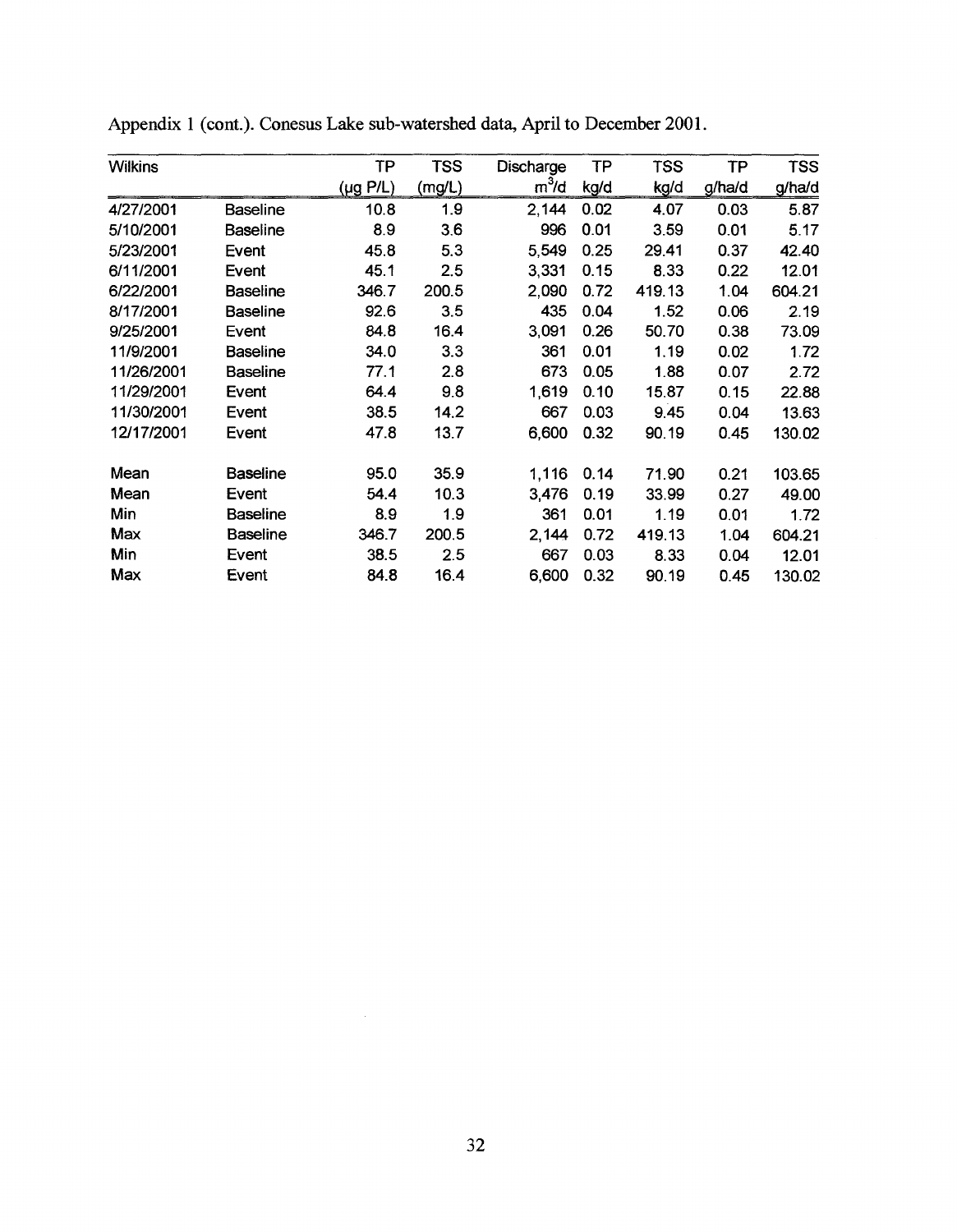Appendix 1 (cont.). Conesus Lake sub-watershed data, April to December 2001.

| Wilkins | | TP (μg P/L) | TSS (mg/L) | Discharge $m^3/d$ | TP kg/d | TSS kg/d | TP g/ha/d | TSS g/ha/d |
|---|---|---|---|---|---|---|---|---|
| 4/27/2001 | Baseline | 10.8 | 1.9 | 2,144 | 0.02 | 4.07 | 0.03 | 5.87 |
| 5/10/2001 | Baseline | 8.9 | 3.6 | 996 | 0.01 | 3.59 | 0.01 | 5.17 |
| 5/23/2001 | Event | 45.8 | 5.3 | 5,549 | 0.25 | 29.41 | 0.37 | 42.40 |
| 6/11/2001 | Event | 45.1 | 2.5 | 3,331 | 0.15 | 8.33 | 0.22 | 12.01 |
| 6/22/2001 | Baseline | 346.7 | 200.5 | 2,090 | 0.72 | 419.13 | 1.04 | 604.21 |
| 8/17/2001 | Baseline | 92.6 | 3.5 | 435 | 0.04 | 1.52 | 0.06 | 2.19 |
| 9/25/2001 | Event | 84.8 | 16.4 | 3,091 | 0.26 | 50.70 | 0.38 | 73.09 |
| 11/9/2001 | Baseline | 34.0 | 3.3 | 361 | 0.01 | 1.19 | 0.02 | 1.72 |
| 11/26/2001 | Baseline | 77.1 | 2.8 | 673 | 0.05 | 1.88 | 0.07 | 2.72 |
| 11/29/2001 | Event | 64.4 | 9.8 | 1,619 | 0.10 | 15.87 | 0.15 | 22.88 |
| 11/30/2001 | Event | 38.5 | 14.2 | 667 | 0.03 | 9.45 | 0.04 | 13.63 |
| 12/17/2001 | Event | 47.8 | 13.7 | 6,600 | 0.32 | 90.19 | 0.45 | 130.02 |
| | | | | | | | | |
| Mean | Baseline | 95.0 | 35.9 | 1,116 | 0.14 | 71.90 | 0.21 | 103.65 |
| Mean | Event | 54.4 | 10.3 | 3,476 | 0.19 | 33.99 | 0.27 | 49.00 |
| Min | Baseline | 8.9 | 1.9 | 361 | 0.01 | 1.19 | 0.01 | 1.72 |
| Max | Baseline | 346.7 | 200.5 | 2,144 | 0.72 | 419.13 | 1.04 | 604.21 |
| Min | Event | 38.5 | 2.5 | 667 | 0.03 | 8.33 | 0.04 | 12.01 |
| Max | Event | 84.8 | 16.4 | 6,600 | 0.32 | 90.19 | 0.45 | 130.02 |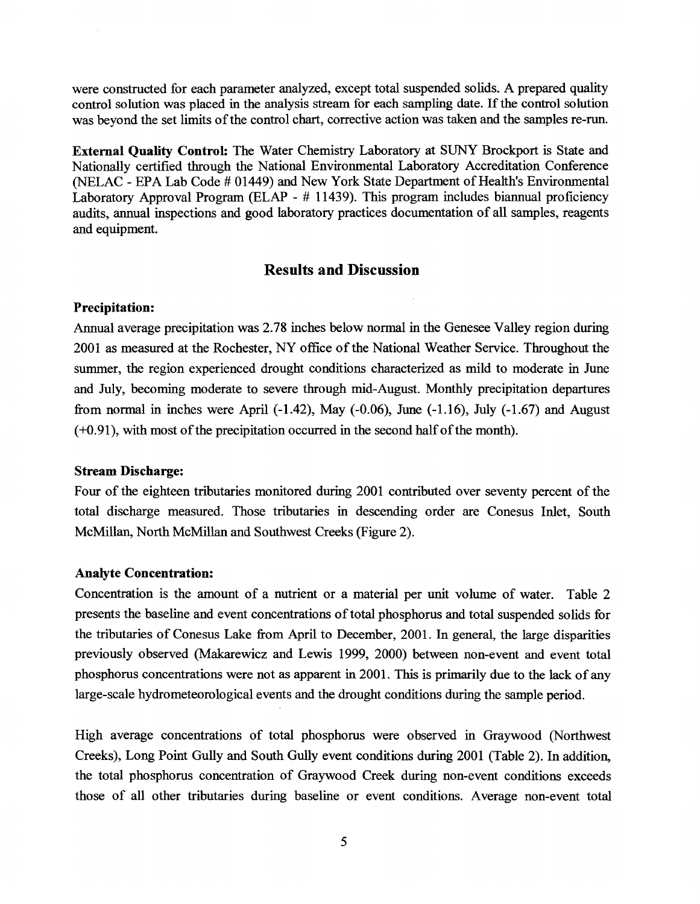were constructed for each parameter analyzed, except total suspended solids. A prepared quality control solution was placed in the analysis stream for each sampling date. If the control solution was beyond the set limits of the control chart, corrective action was taken and the samples re-run.

**External Quality Control:** The Water Chemistry Laboratory at SUNY Brockport is State and Nationally certified through the National Environmental Laboratory Accreditation Conference (NELAC - EPA Lab Code # 01449) and New York State Department of Health's Environmental Laboratory Approval Program (ELAP - # 11439). This program includes biannual proficiency audits, annual inspections and good laboratory practices documentation of all samples, reagents and equipment.

## Results and Discussion

**Precipitation:**

Annual average precipitation was 2.78 inches below normal in the Genesee Valley region during 2001 as measured at the Rochester, NY office of the National Weather Service. Throughout the summer, the region experienced drought conditions characterized as mild to moderate in June and July, becoming moderate to severe through mid-August. Monthly precipitation departures from normal in inches were April (-1.42), May (-0.06), June (-1.16), July (-1.67) and August (+0.91), with most of the precipitation occurred in the second half of the month).

**Stream Discharge:**

Four of the eighteen tributaries monitored during 2001 contributed over seventy percent of the total discharge measured. Those tributaries in descending order are Conesus Inlet, South McMillan, North McMillan and Southwest Creeks (Figure 2).

**Analyte Concentration:**

Concentration is the amount of a nutrient or a material per unit volume of water. Table 2 presents the baseline and event concentrations of total phosphorus and total suspended solids for the tributaries of Conesus Lake from April to December, 2001. In general, the large disparities previously observed (Makarewicz and Lewis 1999, 2000) between non-event and event total phosphorus concentrations were not as apparent in 2001. This is primarily due to the lack of any large-scale hydrometeorological events and the drought conditions during the sample period.

High average concentrations of total phosphorus were observed in Graywood (Northwest Creeks), Long Point Gully and South Gully event conditions during 2001 (Table 2). In addition, the total phosphorus concentration of Graywood Creek during non-event conditions exceeds those of all other tributaries during baseline or event conditions. Average non-event total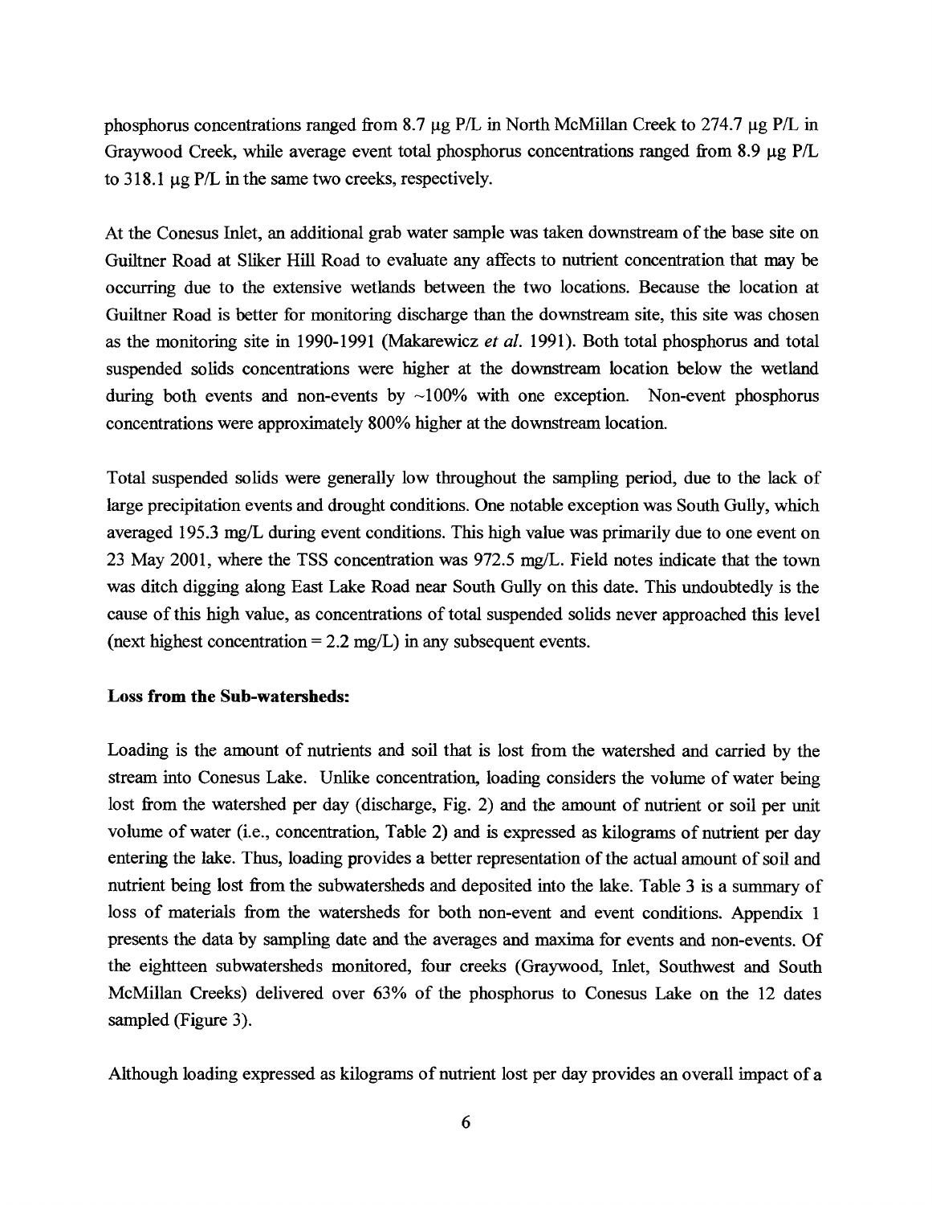phosphorus concentrations ranged from 8.7 µg P/L in North McMillan Creek to 274.7 µg P/L in Graywood Creek, while average event total phosphorus concentrations ranged from 8.9 µg P/L to 318.1 µg P/L in the same two creeks, respectively.

At the Conesus Inlet, an additional grab water sample was taken downstream of the base site on Guiltner Road at Sliker Hill Road to evaluate any affects to nutrient concentration that may be occurring due to the extensive wetlands between the two locations. Because the location at Guiltner Road is better for monitoring discharge than the downstream site, this site was chosen as the monitoring site in 1990-1991 (Makarewicz *et al.* 1991). Both total phosphorus and total suspended solids concentrations were higher at the downstream location below the wetland during both events and non-events by ~100% with one exception. Non-event phosphorus concentrations were approximately 800% higher at the downstream location.

Total suspended solids were generally low throughout the sampling period, due to the lack of large precipitation events and drought conditions. One notable exception was South Gully, which averaged 195.3 mg/L during event conditions. This high value was primarily due to one event on 23 May 2001, where the TSS concentration was 972.5 mg/L. Field notes indicate that the town was ditch digging along East Lake Road near South Gully on this date. This undoubtedly is the cause of this high value, as concentrations of total suspended solids never approached this level (next highest concentration = 2.2 mg/L) in any subsequent events.

**Loss from the Sub-watersheds:**

Loading is the amount of nutrients and soil that is lost from the watershed and carried by the stream into Conesus Lake. Unlike concentration, loading considers the volume of water being lost from the watershed per day (discharge, Fig. 2) and the amount of nutrient or soil per unit volume of water (i.e., concentration, Table 2) and is expressed as kilograms of nutrient per day entering the lake. Thus, loading provides a better representation of the actual amount of soil and nutrient being lost from the subwatersheds and deposited into the lake. Table 3 is a summary of loss of materials from the watersheds for both non-event and event conditions. Appendix 1 presents the data by sampling date and the averages and maxima for events and non-events. Of the eighteen subwatersheds monitored, four creeks (Graywood, Inlet, Southwest and South McMillan Creeks) delivered over 63% of the phosphorus to Conesus Lake on the 12 dates sampled (Figure 3).

Although loading expressed as kilograms of nutrient lost per day provides an overall impact of a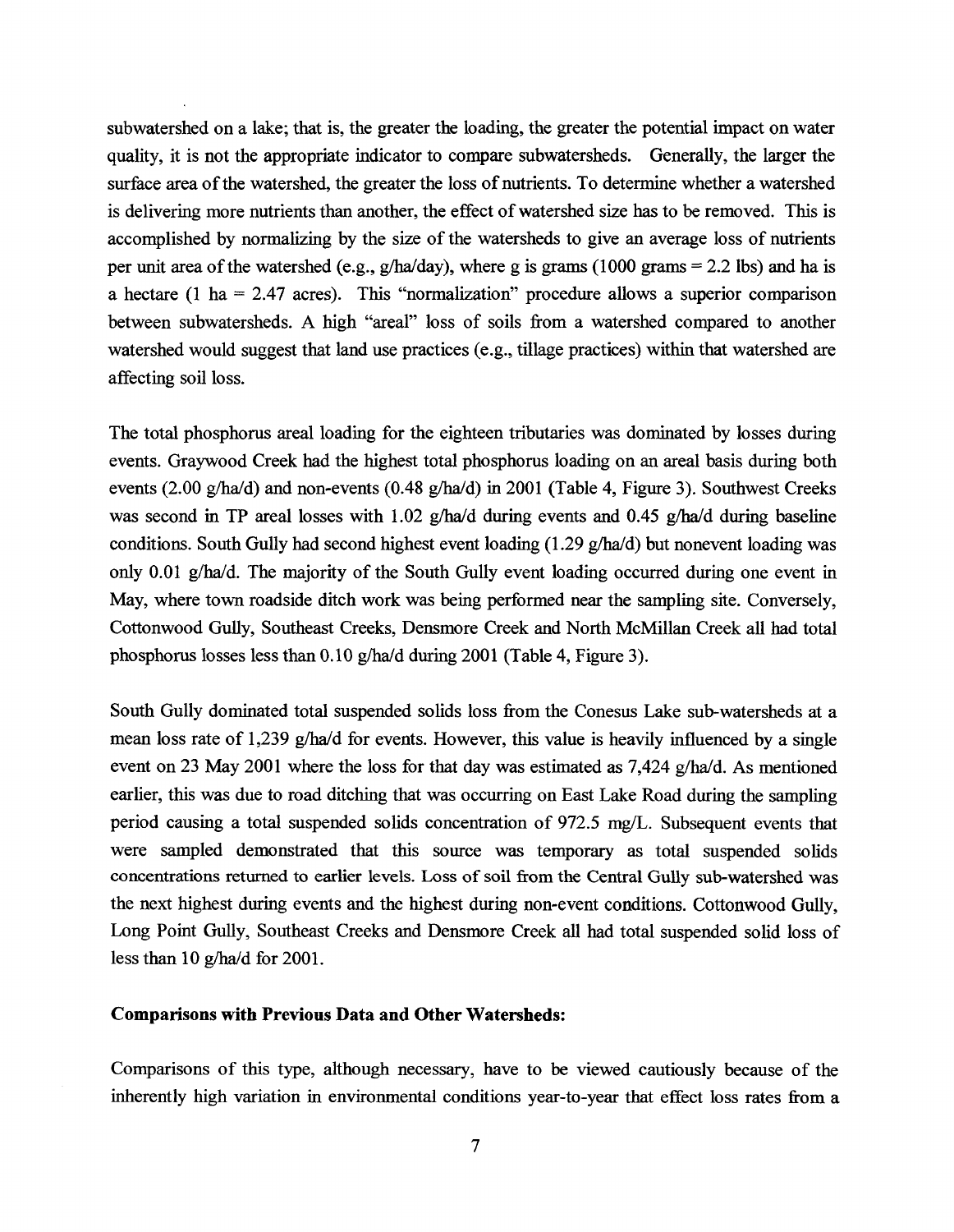subwatershed on a lake; that is, the greater the loading, the greater the potential impact on water quality, it is not the appropriate indicator to compare subwatersheds. Generally, the larger the surface area of the watershed, the greater the loss of nutrients. To determine whether a watershed is delivering more nutrients than another, the effect of watershed size has to be removed. This is accomplished by normalizing by the size of the watersheds to give an average loss of nutrients per unit area of the watershed (e.g., g/ha/day), where g is grams (1000 grams = 2.2 lbs) and ha is a hectare (1 ha = 2.47 acres). This "normalization" procedure allows a superior comparison between subwatersheds. A high "areal" loss of soils from a watershed compared to another watershed would suggest that land use practices (e.g., tillage practices) within that watershed are affecting soil loss.

The total phosphorus areal loading for the eighteen tributaries was dominated by losses during events. Graywood Creek had the highest total phosphorus loading on an areal basis during both events (2.00 g/ha/d) and non-events (0.48 g/ha/d) in 2001 (Table 4, Figure 3). Southwest Creeks was second in TP areal losses with 1.02 g/ha/d during events and 0.45 g/ha/d during baseline conditions. South Gully had second highest event loading (1.29 g/ha/d) but nonevent loading was only 0.01 g/ha/d. The majority of the South Gully event loading occurred during one event in May, where town roadside ditch work was being performed near the sampling site. Conversely, Cottonwood Gully, Southeast Creeks, Densmore Creek and North McMillan Creek all had total phosphorus losses less than 0.10 g/ha/d during 2001 (Table 4, Figure 3).

South Gully dominated total suspended solids loss from the Conesus Lake sub-watersheds at a mean loss rate of 1,239 g/ha/d for events. However, this value is heavily influenced by a single event on 23 May 2001 where the loss for that day was estimated as 7,424 g/ha/d. As mentioned earlier, this was due to road ditching that was occurring on East Lake Road during the sampling period causing a total suspended solids concentration of 972.5 mg/L. Subsequent events that were sampled demonstrated that this source was temporary as total suspended solids concentrations returned to earlier levels. Loss of soil from the Central Gully sub-watershed was the next highest during events and the highest during non-event conditions. Cottonwood Gully, Long Point Gully, Southeast Creeks and Densmore Creek all had total suspended solid loss of less than 10 g/ha/d for 2001.

**Comparisons with Previous Data and Other Watersheds:**

Comparisons of this type, although necessary, have to be viewed cautiously because of the inherently high variation in environmental conditions year-to-year that effect loss rates from a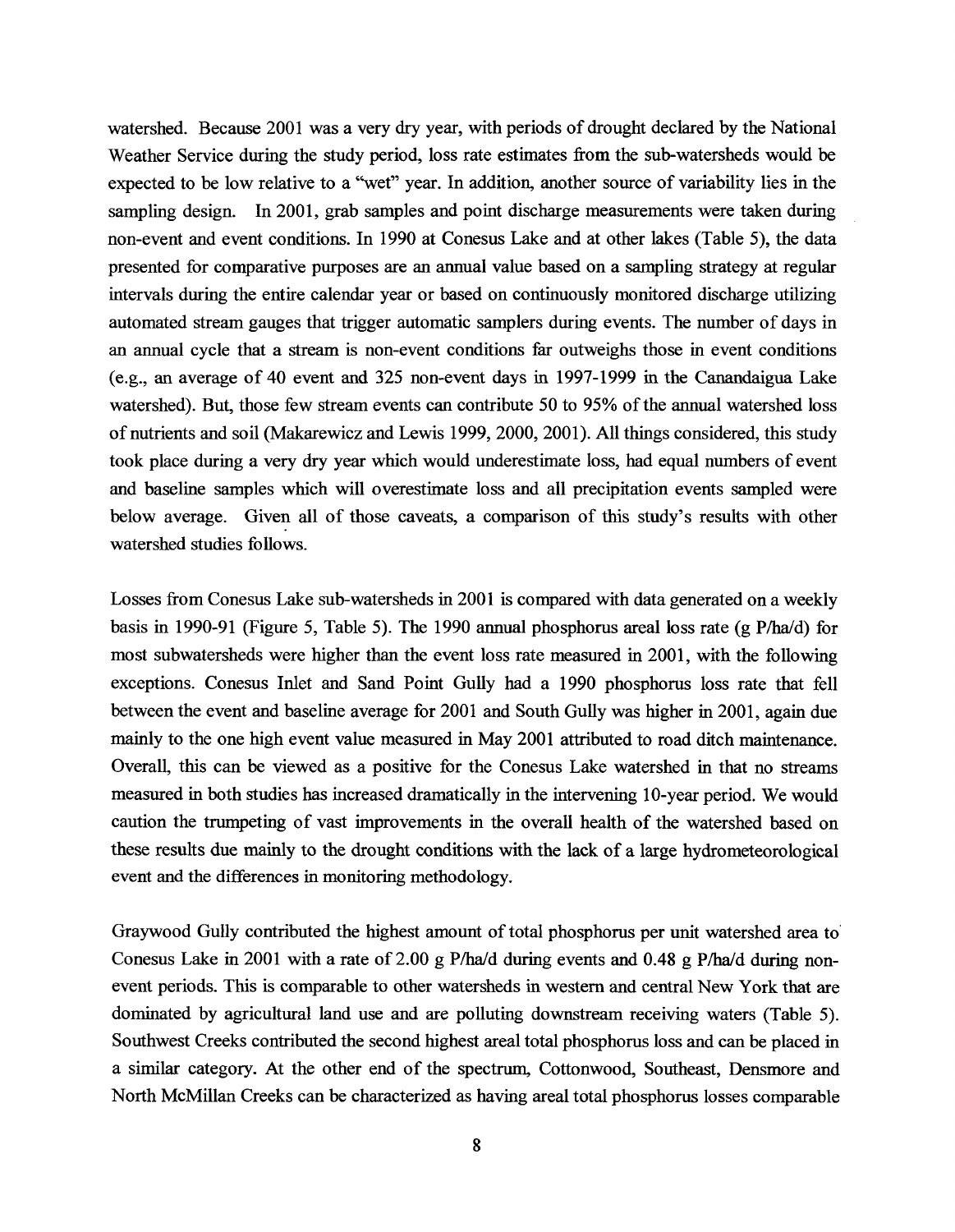watershed. Because 2001 was a very dry year, with periods of drought declared by the National Weather Service during the study period, loss rate estimates from the sub-watersheds would be expected to be low relative to a "wet" year. In addition, another source of variability lies in the sampling design. In 2001, grab samples and point discharge measurements were taken during non-event and event conditions. In 1990 at Conesus Lake and at other lakes (Table 5), the data presented for comparative purposes are an annual value based on a sampling strategy at regular intervals during the entire calendar year or based on continuously monitored discharge utilizing automated stream gauges that trigger automatic samplers during events. The number of days in an annual cycle that a stream is non-event conditions far outweighs those in event conditions (e.g., an average of 40 event and 325 non-event days in 1997-1999 in the Canandaigua Lake watershed). But, those few stream events can contribute 50 to 95% of the annual watershed loss of nutrients and soil (Makarewicz and Lewis 1999, 2000, 2001). All things considered, this study took place during a very dry year which would underestimate loss, had equal numbers of event and baseline samples which will overestimate loss and all precipitation events sampled were below average. Given all of those caveats, a comparison of this study's results with other watershed studies follows.

Losses from Conesus Lake sub-watersheds in 2001 is compared with data generated on a weekly basis in 1990-91 (Figure 5, Table 5). The 1990 annual phosphorus areal loss rate (g P/ha/d) for most subwatersheds were higher than the event loss rate measured in 2001, with the following exceptions. Conesus Inlet and Sand Point Gully had a 1990 phosphorus loss rate that fell between the event and baseline average for 2001 and South Gully was higher in 2001, again due mainly to the one high event value measured in May 2001 attributed to road ditch maintenance. Overall, this can be viewed as a positive for the Conesus Lake watershed in that no streams measured in both studies has increased dramatically in the intervening 10-year period. We would caution the trumpeting of vast improvements in the overall health of the watershed based on these results due mainly to the drought conditions with the lack of a large hydrometeorological event and the differences in monitoring methodology.

Graywood Gully contributed the highest amount of total phosphorus per unit watershed area to Conesus Lake in 2001 with a rate of 2.00 g P/ha/d during events and 0.48 g P/ha/d during non-event periods. This is comparable to other watersheds in western and central New York that are dominated by agricultural land use and are polluting downstream receiving waters (Table 5). Southwest Creeks contributed the second highest areal total phosphorus loss and can be placed in a similar category. At the other end of the spectrum, Cottonwood, Southeast, Densmore and North McMillan Creeks can be characterized as having areal total phosphorus losses comparable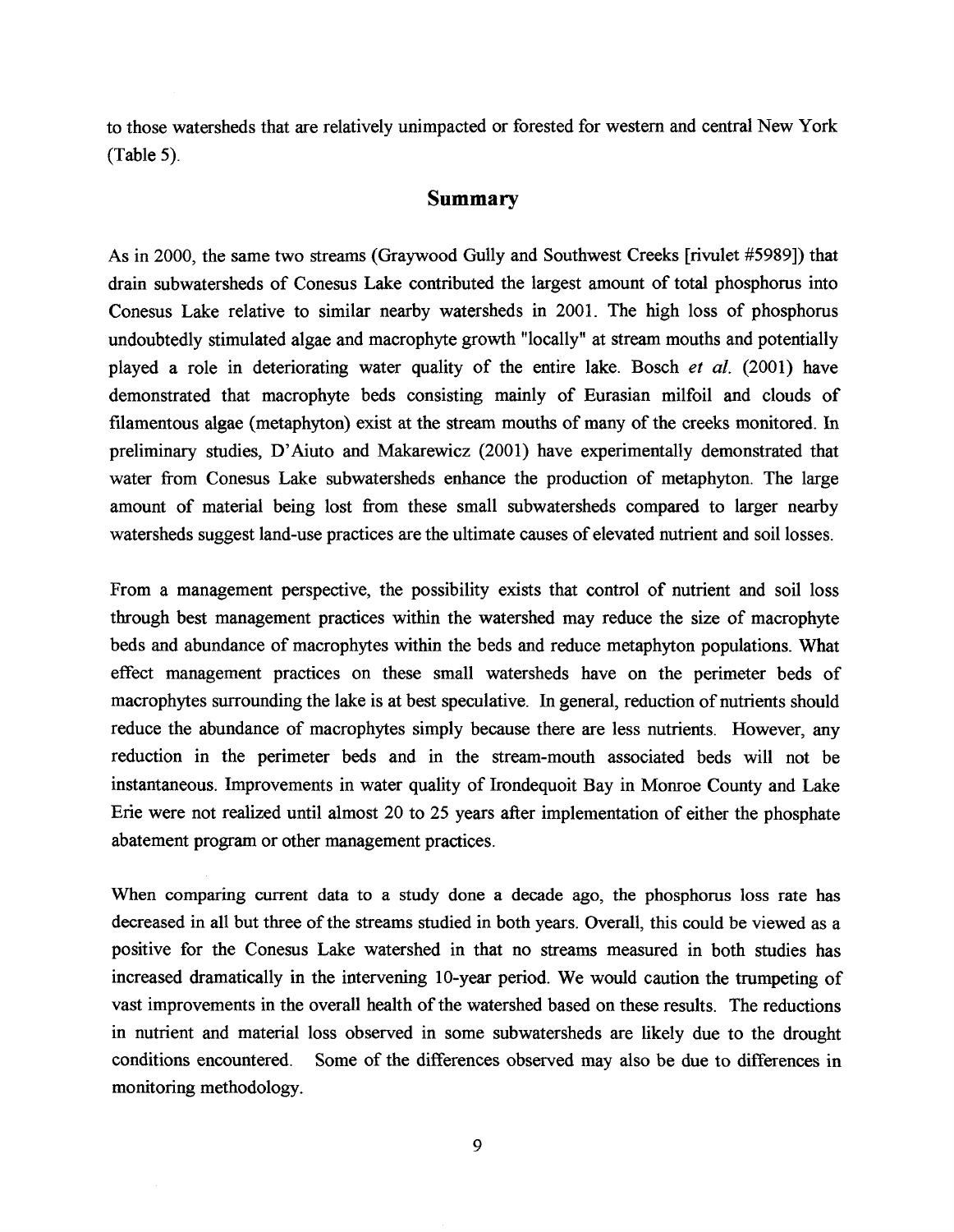to those watersheds that are relatively unimpacted or forested for western and central New York (Table 5).

## Summary

As in 2000, the same two streams (Graywood Gully and Southwest Creeks [rivulet #5989]) that drain subwatersheds of Conesus Lake contributed the largest amount of total phosphorus into Conesus Lake relative to similar nearby watersheds in 2001. The high loss of phosphorus undoubtedly stimulated algae and macrophyte growth "locally" at stream mouths and potentially played a role in deteriorating water quality of the entire lake. Bosch *et al.* (2001) have demonstrated that macrophyte beds consisting mainly of Eurasian milfoil and clouds of filamentous algae (metaphyton) exist at the stream mouths of many of the creeks monitored. In preliminary studies, D'Aiuto and Makarewicz (2001) have experimentally demonstrated that water from Conesus Lake subwatersheds enhance the production of metaphyton. The large amount of material being lost from these small subwatersheds compared to larger nearby watersheds suggest land-use practices are the ultimate causes of elevated nutrient and soil losses.

From a management perspective, the possibility exists that control of nutrient and soil loss through best management practices within the watershed may reduce the size of macrophyte beds and abundance of macrophytes within the beds and reduce metaphyton populations. What effect management practices on these small watersheds have on the perimeter beds of macrophytes surrounding the lake is at best speculative. In general, reduction of nutrients should reduce the abundance of macrophytes simply because there are less nutrients. However, any reduction in the perimeter beds and in the stream-mouth associated beds will not be instantaneous. Improvements in water quality of Irondequoit Bay in Monroe County and Lake Erie were not realized until almost 20 to 25 years after implementation of either the phosphate abatement program or other management practices.

When comparing current data to a study done a decade ago, the phosphorus loss rate has decreased in all but three of the streams studied in both years. Overall, this could be viewed as a positive for the Conesus Lake watershed in that no streams measured in both studies has increased dramatically in the intervening 10-year period. We would caution the trumpeting of vast improvements in the overall health of the watershed based on these results. The reductions in nutrient and material loss observed in some subwatersheds are likely due to the drought conditions encountered. Some of the differences observed may also be due to differences in monitoring methodology.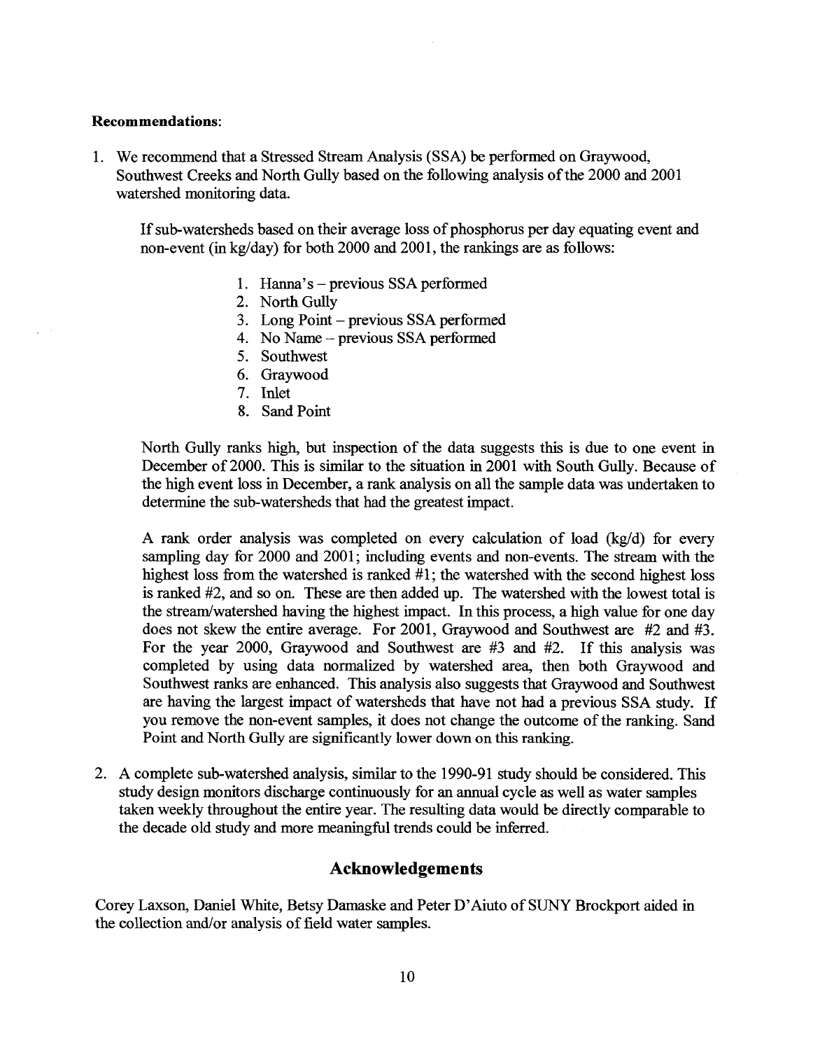**Recommendations**:

1. We recommend that a Stressed Stream Analysis (SSA) be performed on Graywood, Southwest Creeks and North Gully based on the following analysis of the 2000 and 2001 watershed monitoring data.

   If sub-watersheds based on their average loss of phosphorus per day equating event and non-event (in kg/day) for both 2000 and 2001, the rankings are as follows:

   1. Hanna's – previous SSA performed
   2. North Gully
   3. Long Point – previous SSA performed
   4. No Name – previous SSA performed
   5. Southwest
   6. Graywood
   7. Inlet
   8. Sand Point

   North Gully ranks high, but inspection of the data suggests this is due to one event in December of 2000. This is similar to the situation in 2001 with South Gully. Because of the high event loss in December, a rank analysis on all the sample data was undertaken to determine the sub-watersheds that had the greatest impact.

   A rank order analysis was completed on every calculation of load (kg/d) for every sampling day for 2000 and 2001; including events and non-events. The stream with the highest loss from the watershed is ranked #1; the watershed with the second highest loss is ranked #2, and so on. These are then added up. The watershed with the lowest total is the stream/watershed having the highest impact. In this process, a high value for one day does not skew the entire average. For 2001, Graywood and Southwest are #2 and #3. For the year 2000, Graywood and Southwest are #3 and #2. If this analysis was completed by using data normalized by watershed area, then both Graywood and Southwest ranks are enhanced. This analysis also suggests that Graywood and Southwest are having the largest impact of watersheds that have not had a previous SSA study. If you remove the non-event samples, it does not change the outcome of the ranking. Sand Point and North Gully are significantly lower down on this ranking.

2. A complete sub-watershed analysis, similar to the 1990-91 study should be considered. This study design monitors discharge continuously for an annual cycle as well as water samples taken weekly throughout the entire year. The resulting data would be directly comparable to the decade old study and more meaningful trends could be inferred.

## Acknowledgements

Corey Laxson, Daniel White, Betsy Damaske and Peter D'Aiuto of SUNY Brockport aided in the collection and/or analysis of field water samples.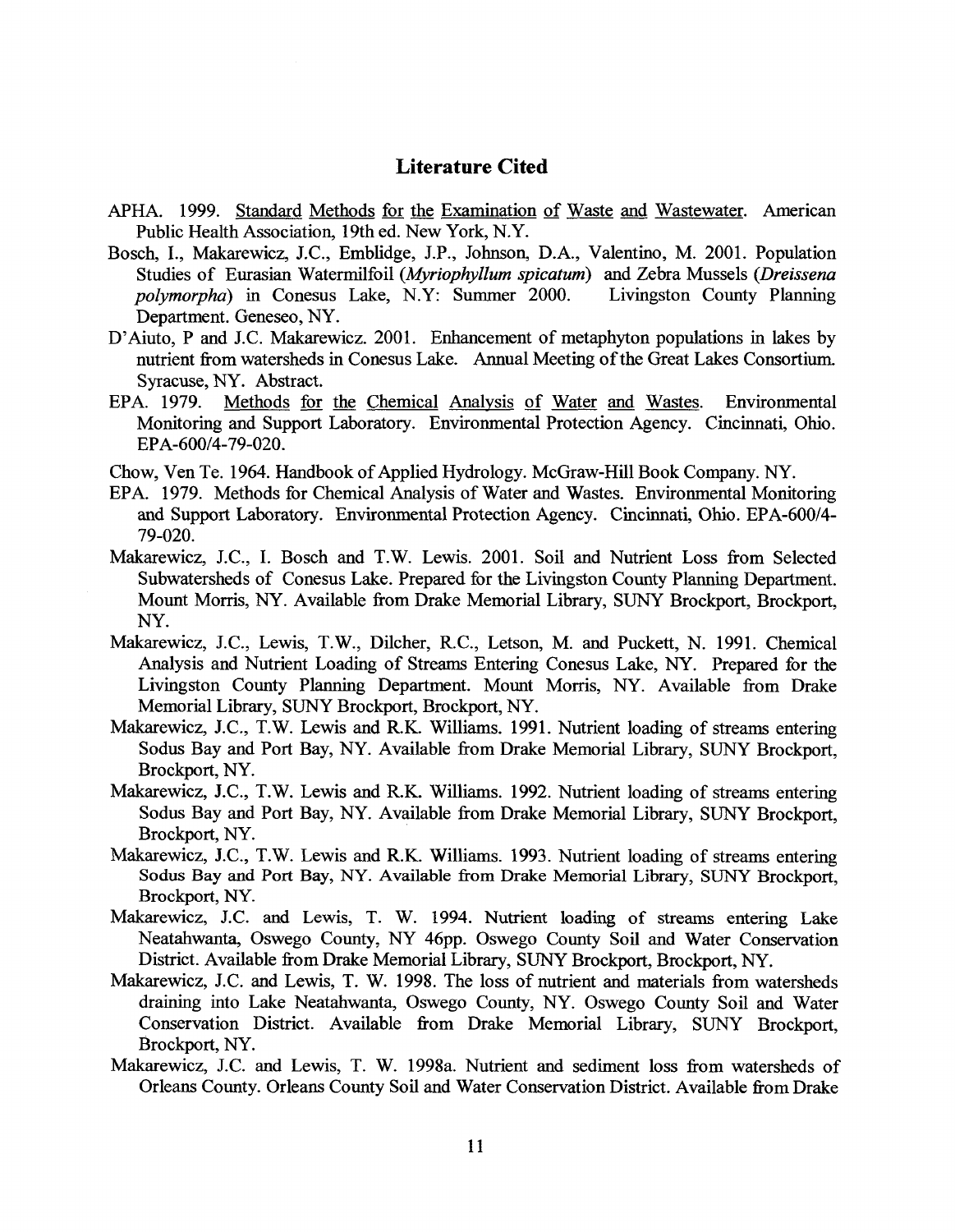## Literature Cited

APHA. 1999. Standard Methods for the Examination of Waste and Wastewater. American Public Health Association, 19th ed. New York, N.Y.

Bosch, I., Makarewicz, J.C., Emblidge, J.P., Johnson, D.A., Valentino, M. 2001. Population Studies of Eurasian Watermilfoil (*Myriophyllum spicatum*) and Zebra Mussels (*Dreissena polymorpha*) in Conesus Lake, N.Y: Summer 2000. Livingston County Planning Department. Geneseo, NY.

D'Aiuto, P and J.C. Makarewicz. 2001. Enhancement of metaphyton populations in lakes by nutrient from watersheds in Conesus Lake. Annual Meeting of the Great Lakes Consortium. Syracuse, NY. Abstract.

EPA. 1979. Methods for the Chemical Analysis of Water and Wastes. Environmental Monitoring and Support Laboratory. Environmental Protection Agency. Cincinnati, Ohio. EPA-600/4-79-020.

Chow, Ven Te. 1964. Handbook of Applied Hydrology. McGraw-Hill Book Company. NY.

EPA. 1979. Methods for Chemical Analysis of Water and Wastes. Environmental Monitoring and Support Laboratory. Environmental Protection Agency. Cincinnati, Ohio. EPA-600/4-79-020.

Makarewicz, J.C., I. Bosch and T.W. Lewis. 2001. Soil and Nutrient Loss from Selected Subwatersheds of Conesus Lake. Prepared for the Livingston County Planning Department. Mount Morris, NY. Available from Drake Memorial Library, SUNY Brockport, Brockport, NY.

Makarewicz, J.C., Lewis, T.W., Dilcher, R.C., Letson, M. and Puckett, N. 1991. Chemical Analysis and Nutrient Loading of Streams Entering Conesus Lake, NY. Prepared for the Livingston County Planning Department. Mount Morris, NY. Available from Drake Memorial Library, SUNY Brockport, Brockport, NY.

Makarewicz, J.C., T.W. Lewis and R.K. Williams. 1991. Nutrient loading of streams entering Sodus Bay and Port Bay, NY. Available from Drake Memorial Library, SUNY Brockport, Brockport, NY.

Makarewicz, J.C., T.W. Lewis and R.K. Williams. 1992. Nutrient loading of streams entering Sodus Bay and Port Bay, NY. Available from Drake Memorial Library, SUNY Brockport, Brockport, NY.

Makarewicz, J.C., T.W. Lewis and R.K. Williams. 1993. Nutrient loading of streams entering Sodus Bay and Port Bay, NY. Available from Drake Memorial Library, SUNY Brockport, Brockport, NY.

Makarewicz, J.C. and Lewis, T. W. 1994. Nutrient loading of streams entering Lake Neatahwanta, Oswego County, NY 46pp. Oswego County Soil and Water Conservation District. Available from Drake Memorial Library, SUNY Brockport, Brockport, NY.

Makarewicz, J.C. and Lewis, T. W. 1998. The loss of nutrient and materials from watersheds draining into Lake Neatahwanta, Oswego County, NY. Oswego County Soil and Water Conservation District. Available from Drake Memorial Library, SUNY Brockport, Brockport, NY.

Makarewicz, J.C. and Lewis, T. W. 1998a. Nutrient and sediment loss from watersheds of Orleans County. Orleans County Soil and Water Conservation District. Available from Drake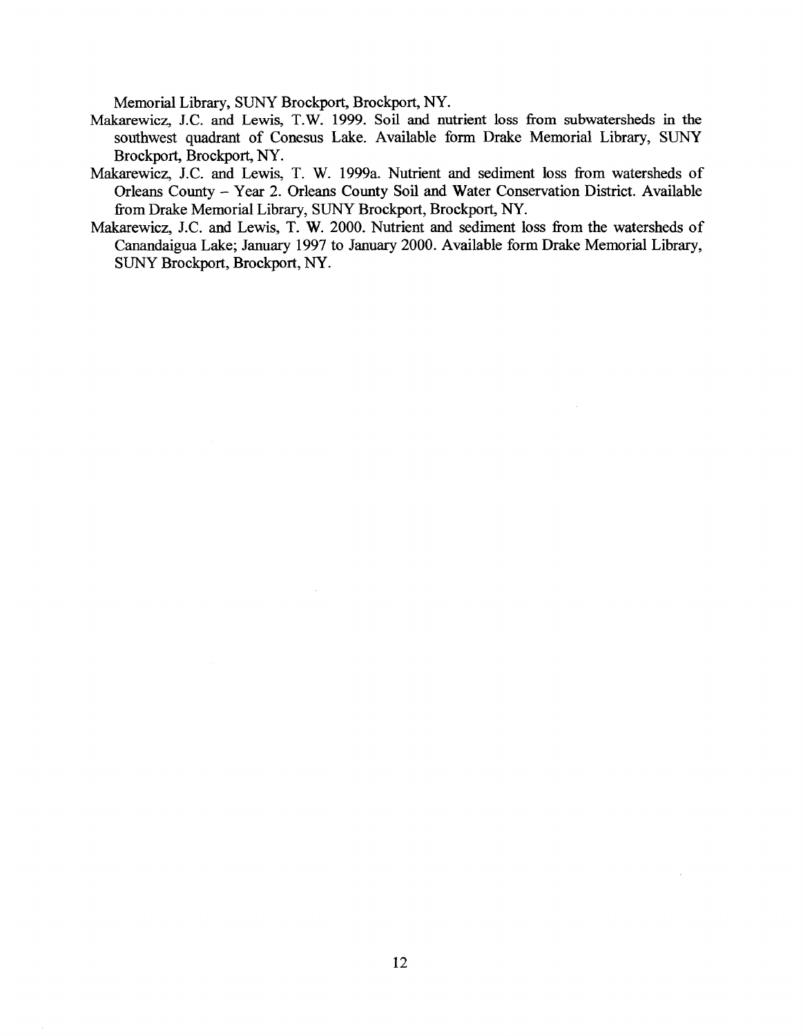Memorial Library, SUNY Brockport, Brockport, NY.

Makarewicz, J.C. and Lewis, T.W. 1999. Soil and nutrient loss from subwatersheds in the southwest quadrant of Conesus Lake. Available form Drake Memorial Library, SUNY Brockport, Brockport, NY.

Makarewicz, J.C. and Lewis, T. W. 1999a. Nutrient and sediment loss from watersheds of Orleans County – Year 2. Orleans County Soil and Water Conservation District. Available from Drake Memorial Library, SUNY Brockport, Brockport, NY.

Makarewicz, J.C. and Lewis, T. W. 2000. Nutrient and sediment loss from the watersheds of Canandaigua Lake; January 1997 to January 2000. Available form Drake Memorial Library, SUNY Brockport, Brockport, NY.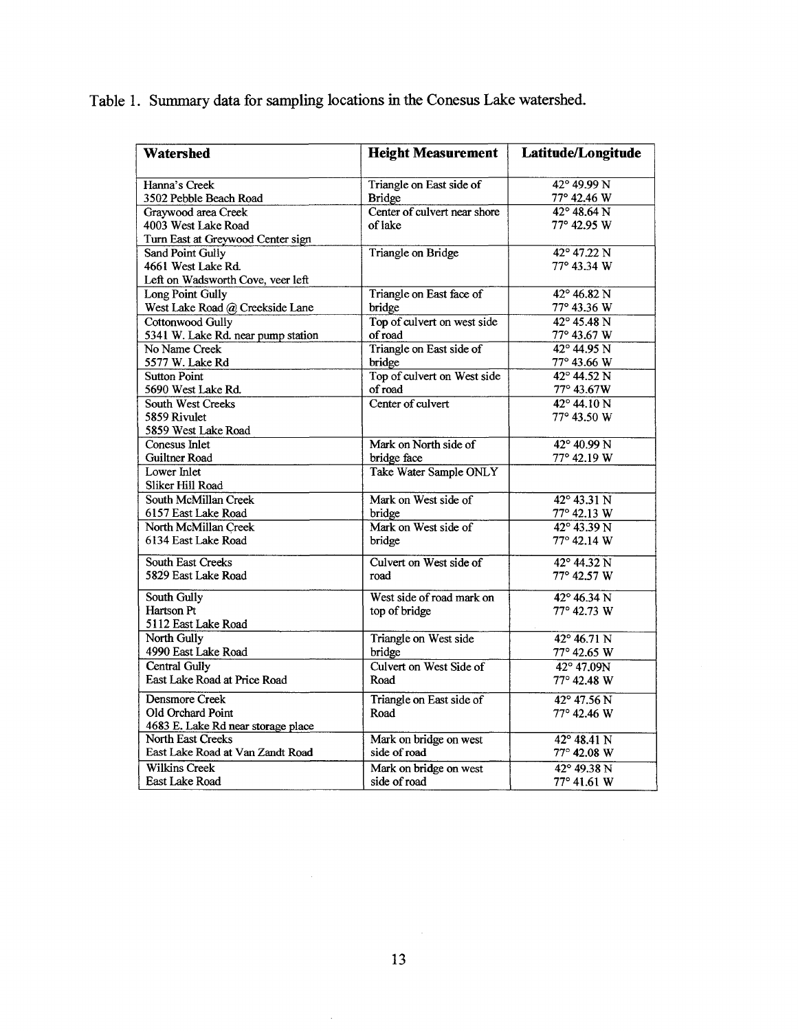Table 1. Summary data for sampling locations in the Conesus Lake watershed.

| Watershed | Height Measurement | Latitude/Longitude |
|---|---|---|
| Hanna's Creek<br>3502 Pebble Beach Road | Triangle on East side of Bridge | 42° 49.99 N<br>77° 42.46 W |
| Graywood area Creek<br>4003 West Lake Road<br>Turn East at Greywood Center sign | Center of culvert near shore of lake | 42° 48.64 N<br>77° 42.95 W |
| Sand Point Gully<br>4661 West Lake Rd.<br>Left on Wadsworth Cove, veer left | Triangle on Bridge | 42° 47.22 N<br>77° 43.34 W |
| Long Point Gully<br>West Lake Road @ Creekside Lane | Triangle on East face of bridge | 42° 46.82 N<br>77° 43.36 W |
| Cottonwood Gully<br>5341 W. Lake Rd. near pump station | Top of culvert on west side of road | 42° 45.48 N<br>77° 43.67 W |
| No Name Creek<br>5577 W. Lake Rd | Triangle on East side of bridge | 42° 44.95 N<br>77° 43.66 W |
| Sutton Point<br>5690 West Lake Rd. | Top of culvert on West side of road | 42° 44.52 N<br>77° 43.67W |
| South West Creeks<br>5859 Rivulet<br>5859 West Lake Road | Center of culvert | 42° 44.10 N<br>77° 43.50 W |
| Conesus Inlet<br>Guiltner Road | Mark on North side of bridge face | 42° 40.99 N<br>77° 42.19 W |
| Lower Inlet<br>Sliker Hill Road | Take Water Sample ONLY | |
| South McMillan Creek<br>6157 East Lake Road | Mark on West side of bridge | 42° 43.31 N<br>77° 42.13 W |
| North McMillan Creek<br>6134 East Lake Road | Mark on West side of bridge | 42° 43.39 N<br>77° 42.14 W |
| South East Creeks<br>5829 East Lake Road | Culvert on West side of road | 42° 44.32 N<br>77° 42.57 W |
| South Gully<br>Hartson Pt<br>5112 East Lake Road | West side of road mark on top of bridge | 42° 46.34 N<br>77° 42.73 W |
| North Gully<br>4990 East Lake Road | Triangle on West side bridge | 42° 46.71 N<br>77° 42.65 W |
| Central Gully<br>East Lake Road at Price Road | Culvert on West Side of Road | 42° 47.09N<br>77° 42.48 W |
| Densmore Creek<br>Old Orchard Point<br>4683 E. Lake Rd near storage place | Triangle on East side of Road | 42° 47.56 N<br>77° 42.46 W |
| North East Creeks<br>East Lake Road at Van Zandt Road | Mark on bridge on west side of road | 42° 48.41 N<br>77° 42.08 W |
| Wilkins Creek<br>East Lake Road | Mark on bridge on west side of road | 42° 49.38 N<br>77° 41.61 W |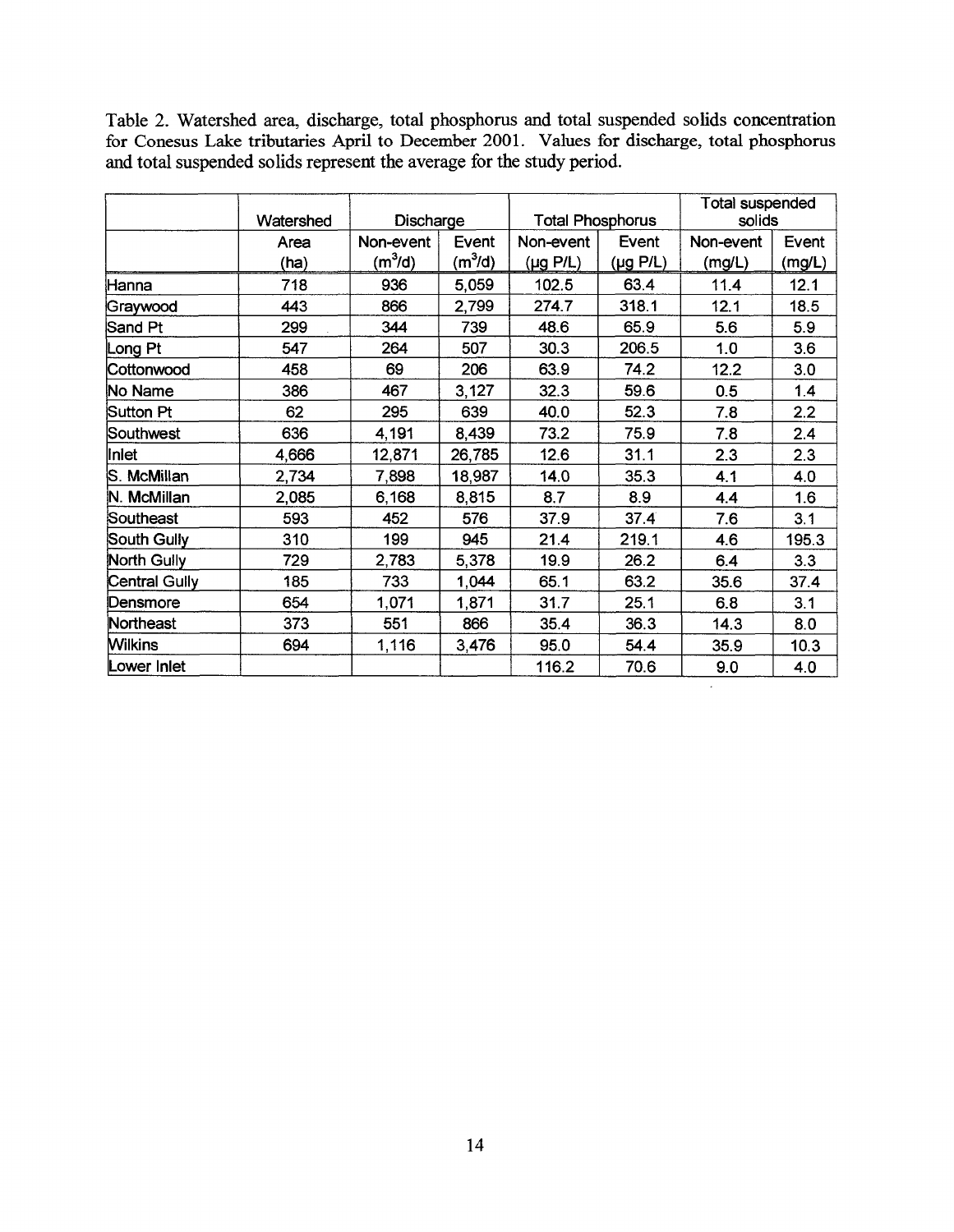Table 2. Watershed area, discharge, total phosphorus and total suspended solids concentration for Conesus Lake tributaries April to December 2001. Values for discharge, total phosphorus and total suspended solids represent the average for the study period.

| | Watershed | Discharge | | Total Phosphorus | | Total suspended solids | |
|---|---|---|---|---|---|---|---|
| | Area (ha) | Non-event ($m^3$/d) | Event ($m^3$/d) | Non-event (μg P/L) | Event (μg P/L) | Non-event (mg/L) | Event (mg/L) |
| Hanna | 718 | 936 | 5,059 | 102.5 | 63.4 | 11.4 | 12.1 |
| Graywood | 443 | 866 | 2,799 | 274.7 | 318.1 | 12.1 | 18.5 |
| Sand Pt | 299 | 344 | 739 | 48.6 | 65.9 | 5.6 | 5.9 |
| Long Pt | 547 | 264 | 507 | 30.3 | 206.5 | 1.0 | 3.6 |
| Cottonwood | 458 | 69 | 206 | 63.9 | 74.2 | 12.2 | 3.0 |
| No Name | 386 | 467 | 3,127 | 32.3 | 59.6 | 0.5 | 1.4 |
| Sutton Pt | 62 | 295 | 639 | 40.0 | 52.3 | 7.8 | 2.2 |
| Southwest | 636 | 4,191 | 8,439 | 73.2 | 75.9 | 7.8 | 2.4 |
| Inlet | 4,666 | 12,871 | 26,785 | 12.6 | 31.1 | 2.3 | 2.3 |
| S. McMillan | 2,734 | 7,898 | 18,987 | 14.0 | 35.3 | 4.1 | 4.0 |
| N. McMillan | 2,085 | 6,168 | 8,815 | 8.7 | 8.9 | 4.4 | 1.6 |
| Southeast | 593 | 452 | 576 | 37.9 | 37.4 | 7.6 | 3.1 |
| South Gully | 310 | 199 | 945 | 21.4 | 219.1 | 4.6 | 195.3 |
| North Gully | 729 | 2,783 | 5,378 | 19.9 | 26.2 | 6.4 | 3.3 |
| Central Gully | 185 | 733 | 1,044 | 65.1 | 63.2 | 35.6 | 37.4 |
| Densmore | 654 | 1,071 | 1,871 | 31.7 | 25.1 | 6.8 | 3.1 |
| Northeast | 373 | 551 | 866 | 35.4 | 36.3 | 14.3 | 8.0 |
| Wilkins | 694 | 1,116 | 3,476 | 95.0 | 54.4 | 35.9 | 10.3 |
| Lower Inlet | | | | 116.2 | 70.6 | 9.0 | 4.0 |